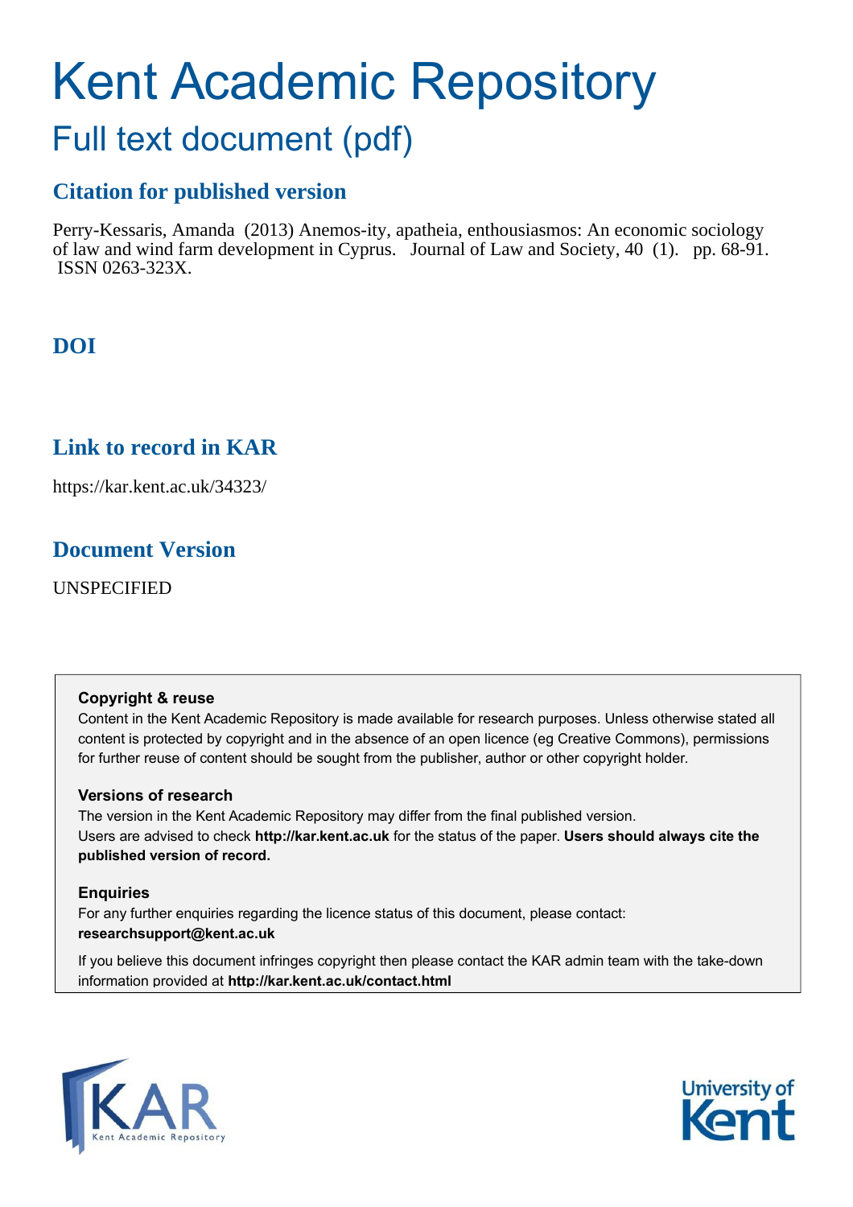# Kent Academic Repository

## Full text document (pdf)

### Citation for published version

Perry-Kessaris, Amanda (2013) Anemos-ity, apatheia, enthousiasmos: An economic sociology of law and wind farm development in Cyprus. Journal of Law and Society, 40 (1). pp. 68-91. ISSN 0263-323X.

### DOI

### Link to record in KAR

https://kar.kent.ac.uk/34323/

### Document Version

UNSPECIFIED

**Copyright & reuse**

Content in the Kent Academic Repository is made available for research purposes. Unless otherwise stated all content is protected by copyright and in the absence of an open licence (eg Creative Commons), permissions for further reuse of content should be sought from the publisher, author or other copyright holder.

**Versions of research**

The version in the Kent Academic Repository may differ from the final published version. Users are advised to check **http://kar.kent.ac.uk** for the status of the paper. **Users should always cite the published version of record.**

**Enquiries**

For any further enquiries regarding the licence status of this document, please contact: **researchsupport@kent.ac.uk**

If you believe this document infringes copyright then please contact the KAR admin team with the take-down information provided at **http://kar.kent.ac.uk/contact.html**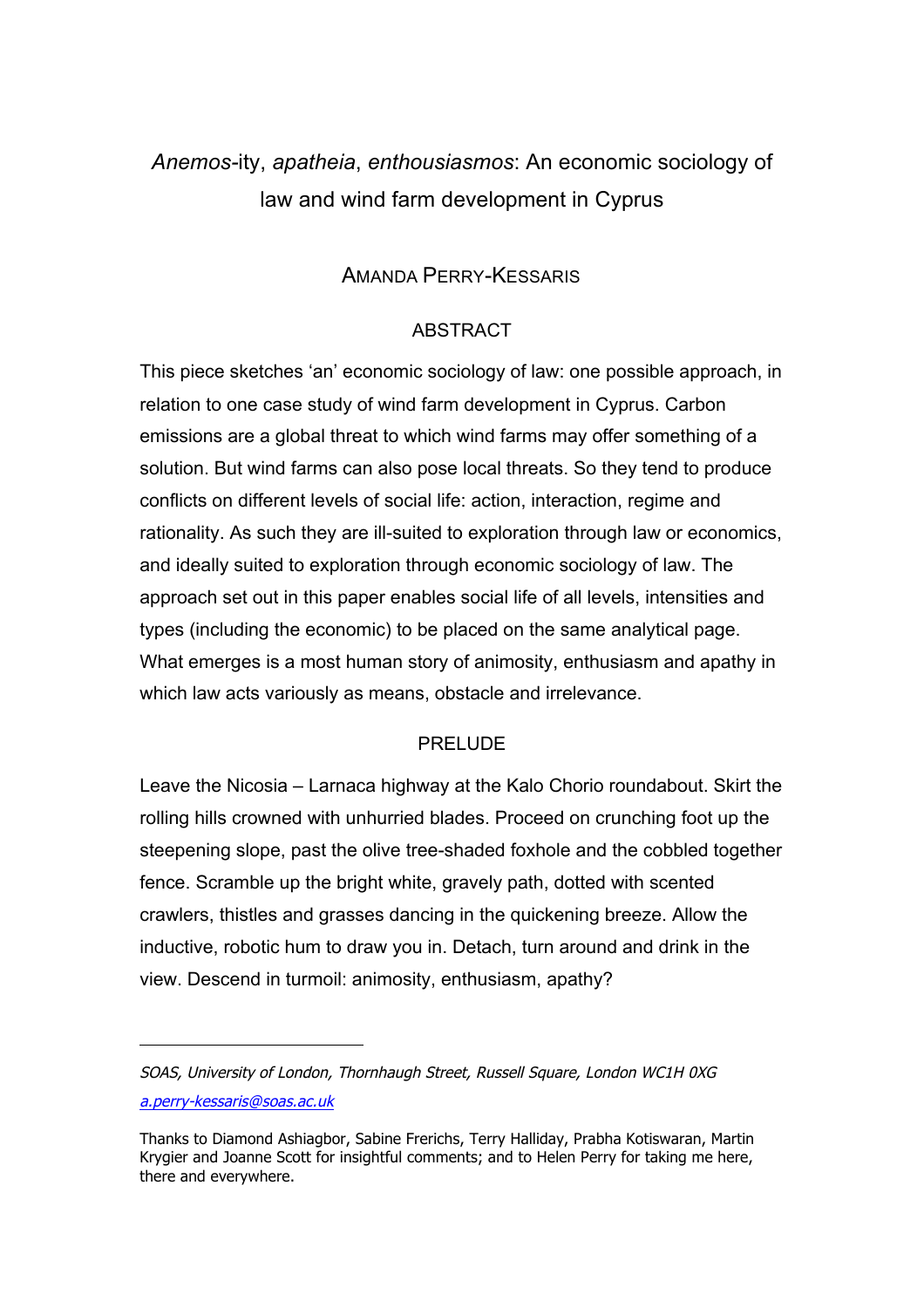# *Anemos*-ity, *apatheia*, *enthousiasmos*: An economic sociology of law and wind farm development in Cyprus

AMANDA PERRY-KESSARIS

## ABSTRACT

This piece sketches 'an' economic sociology of law: one possible approach, in relation to one case study of wind farm development in Cyprus. Carbon emissions are a global threat to which wind farms may offer something of a solution. But wind farms can also pose local threats. So they tend to produce conflicts on different levels of social life: action, interaction, regime and rationality. As such they are ill-suited to exploration through law or economics, and ideally suited to exploration through economic sociology of law. The approach set out in this paper enables social life of all levels, intensities and types (including the economic) to be placed on the same analytical page. What emerges is a most human story of animosity, enthusiasm and apathy in which law acts variously as means, obstacle and irrelevance.

## PRELUDE

Leave the Nicosia – Larnaca highway at the Kalo Chorio roundabout. Skirt the rolling hills crowned with unhurried blades. Proceed on crunching foot up the steepening slope, past the olive tree-shaded foxhole and the cobbled together fence. Scramble up the bright white, gravely path, dotted with scented crawlers, thistles and grasses dancing in the quickening breeze. Allow the inductive, robotic hum to draw you in. Detach, turn around and drink in the view. Descend in turmoil: animosity, enthusiasm, apathy?

---

*SOAS, University of London, Thornhaugh Street, Russell Square, London WC1H 0XG*
*a.perry-kessaris@soas.ac.uk*

Thanks to Diamond Ashiagbor, Sabine Frerichs, Terry Halliday, Prabha Kotiswaran, Martin Krygier and Joanne Scott for insightful comments; and to Helen Perry for taking me here, there and everywhere.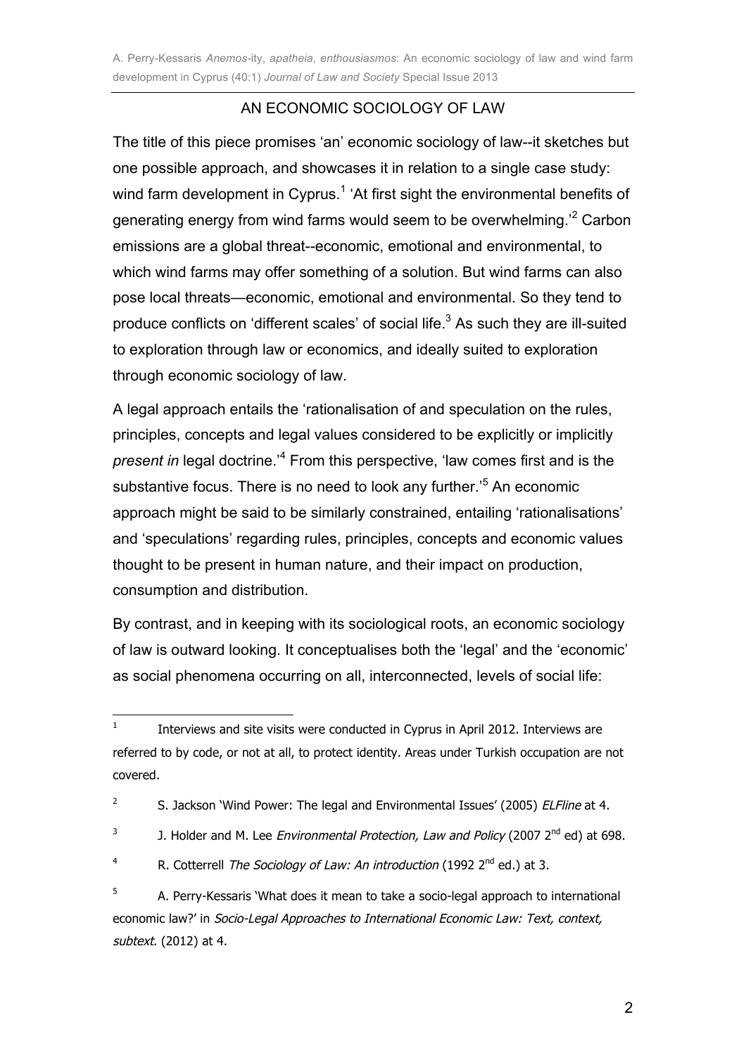## AN ECONOMIC SOCIOLOGY OF LAW

The title of this piece promises 'an' economic sociology of law--it sketches but one possible approach, and showcases it in relation to a single case study: wind farm development in Cyprus.[1] 'At first sight the environmental benefits of generating energy from wind farms would seem to be overwhelming.'[2] Carbon emissions are a global threat--economic, emotional and environmental, to which wind farms may offer something of a solution. But wind farms can also pose local threats—economic, emotional and environmental. So they tend to produce conflicts on 'different scales' of social life.[3] As such they are ill-suited to exploration through law or economics, and ideally suited to exploration through economic sociology of law.

A legal approach entails the 'rationalisation of and speculation on the rules, principles, concepts and legal values considered to be explicitly or implicitly *present in* legal doctrine.'[4] From this perspective, 'law comes first and is the substantive focus. There is no need to look any further.'[5] An economic approach might be said to be similarly constrained, entailing 'rationalisations' and 'speculations' regarding rules, principles, concepts and economic values thought to be present in human nature, and their impact on production, consumption and distribution.

By contrast, and in keeping with its sociological roots, an economic sociology of law is outward looking. It conceptualises both the 'legal' and the 'economic' as social phenomena occurring on all, interconnected, levels of social life:

---

[1] Interviews and site visits were conducted in Cyprus in April 2012. Interviews are referred to by code, or not at all, to protect identity. Areas under Turkish occupation are not covered.

[2] S. Jackson 'Wind Power: The legal and Environmental Issues' (2005) *ELFline* at 4.

[3] J. Holder and M. Lee *Environmental Protection, Law and Policy* (2007 2nd ed) at 698.

[4] R. Cotterrell *The Sociology of Law: An introduction* (1992 2nd ed.) at 3.

[5] A. Perry-Kessaris 'What does it mean to take a socio-legal approach to international economic law?' in *Socio-Legal Approaches to International Economic Law: Text, context, subtext*. (2012) at 4.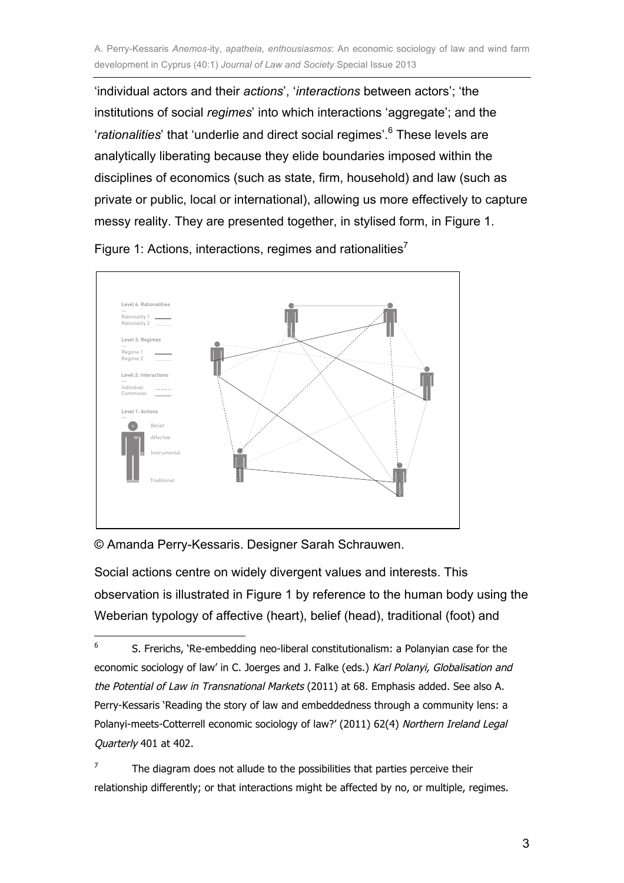'individual actors and their *actions*', '*interactions* between actors'; 'the institutions of social *regimes*' into which interactions 'aggregate'; and the '*rationalities*' that 'underlie and direct social regimes'.[6] These levels are analytically liberating because they elide boundaries imposed within the disciplines of economics (such as state, firm, household) and law (such as private or public, local or international), allowing us more effectively to capture messy reality. They are presented together, in stylised form, in Figure 1.

Figure 1: Actions, interactions, regimes and rationalities[7]

© Amanda Perry-Kessaris. Designer Sarah Schrauwen.

Social actions centre on widely divergent values and interests. This observation is illustrated in Figure 1 by reference to the human body using the Weberian typology of affective (heart), belief (head), traditional (foot) and

[6] S. Frerichs, 'Re-embedding neo-liberal constitutionalism: a Polanyian case for the economic sociology of law' in C. Joerges and J. Falke (eds.) *Karl Polanyi, Globalisation and the Potential of Law in Transnational Markets* (2011) at 68. Emphasis added. See also A. Perry-Kessaris 'Reading the story of law and embeddedness through a community lens: a Polanyi-meets-Cotterrell economic sociology of law?' (2011) 62(4) *Northern Ireland Legal Quarterly* 401 at 402.

[7] The diagram does not allude to the possibilities that parties perceive their relationship differently; or that interactions might be affected by no, or multiple, regimes.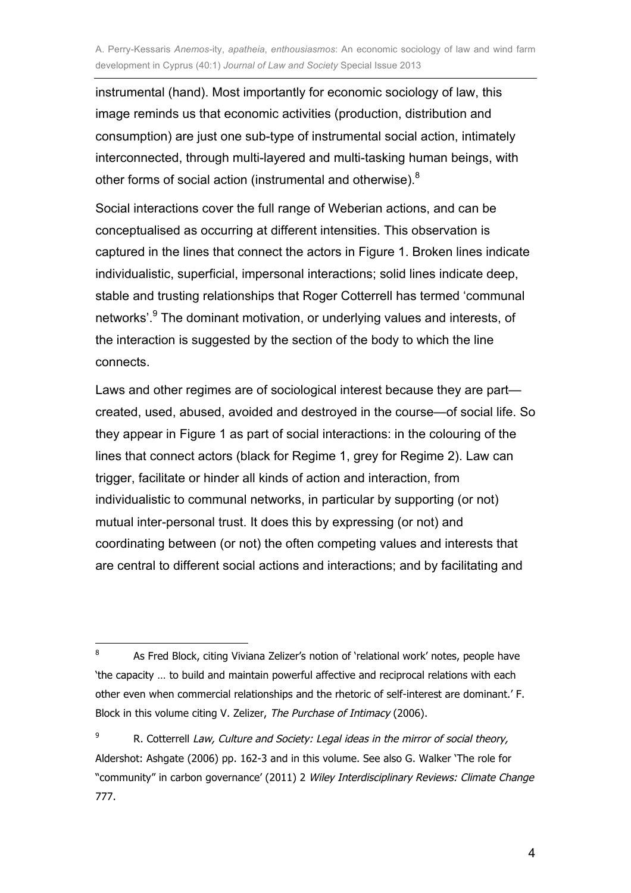instrumental (hand). Most importantly for economic sociology of law, this image reminds us that economic activities (production, distribution and consumption) are just one sub-type of instrumental social action, intimately interconnected, through multi-layered and multi-tasking human beings, with other forms of social action (instrumental and otherwise).[8]

Social interactions cover the full range of Weberian actions, and can be conceptualised as occurring at different intensities. This observation is captured in the lines that connect the actors in Figure 1. Broken lines indicate individualistic, superficial, impersonal interactions; solid lines indicate deep, stable and trusting relationships that Roger Cotterrell has termed 'communal networks'.[9] The dominant motivation, or underlying values and interests, of the interaction is suggested by the section of the body to which the line connects.

Laws and other regimes are of sociological interest because they are part—created, used, abused, avoided and destroyed in the course—of social life. So they appear in Figure 1 as part of social interactions: in the colouring of the lines that connect actors (black for Regime 1, grey for Regime 2). Law can trigger, facilitate or hinder all kinds of action and interaction, from individualistic to communal networks, in particular by supporting (or not) mutual inter-personal trust. It does this by expressing (or not) and coordinating between (or not) the often competing values and interests that are central to different social actions and interactions; and by facilitating and

---

[8] As Fred Block, citing Viviana Zelizer's notion of 'relational work' notes, people have 'the capacity … to build and maintain powerful affective and reciprocal relations with each other even when commercial relationships and the rhetoric of self-interest are dominant.' F. Block in this volume citing V. Zelizer, *The Purchase of Intimacy* (2006).

[9] R. Cotterrell *Law, Culture and Society: Legal ideas in the mirror of social theory,* Aldershot: Ashgate (2006) pp. 162-3 and in this volume. See also G. Walker 'The role for "community" in carbon governance' (2011) 2 *Wiley Interdisciplinary Reviews: Climate Change* 777.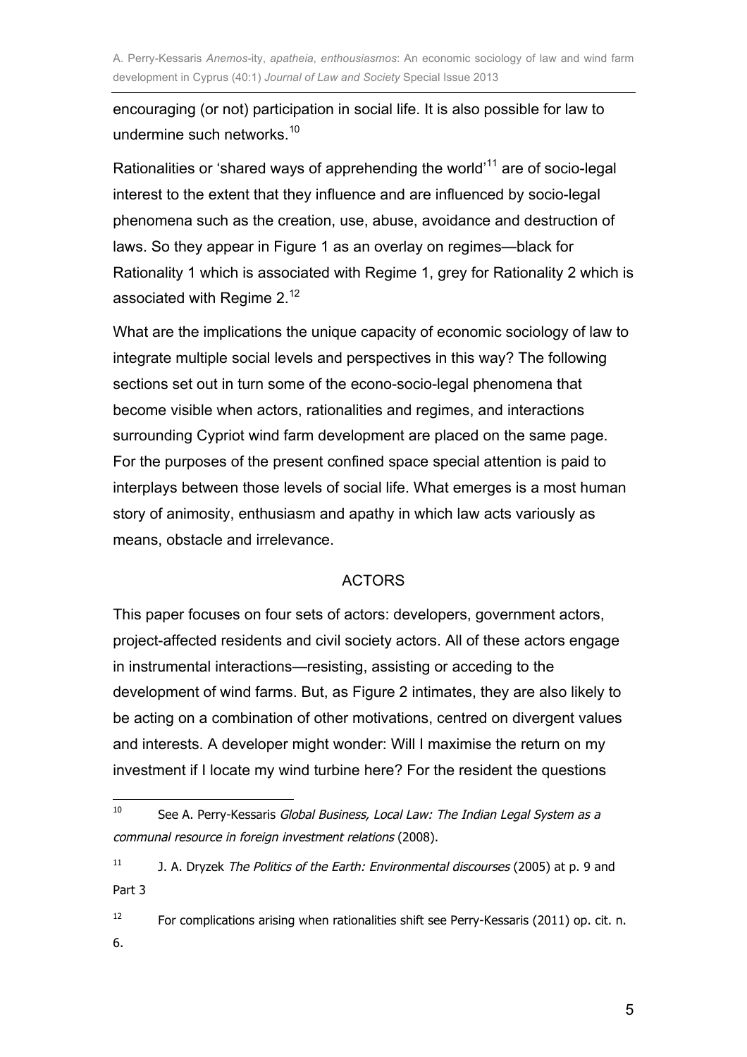encouraging (or not) participation in social life. It is also possible for law to undermine such networks.[10]

Rationalities or 'shared ways of apprehending the world'[11] are of socio-legal interest to the extent that they influence and are influenced by socio-legal phenomena such as the creation, use, abuse, avoidance and destruction of laws. So they appear in Figure 1 as an overlay on regimes—black for Rationality 1 which is associated with Regime 1, grey for Rationality 2 which is associated with Regime 2.[12]

What are the implications the unique capacity of economic sociology of law to integrate multiple social levels and perspectives in this way? The following sections set out in turn some of the econo-socio-legal phenomena that become visible when actors, rationalities and regimes, and interactions surrounding Cypriot wind farm development are placed on the same page. For the purposes of the present confined space special attention is paid to interplays between those levels of social life. What emerges is a most human story of animosity, enthusiasm and apathy in which law acts variously as means, obstacle and irrelevance.

## ACTORS

This paper focuses on four sets of actors: developers, government actors, project-affected residents and civil society actors. All of these actors engage in instrumental interactions—resisting, assisting or acceding to the development of wind farms. But, as Figure 2 intimates, they are also likely to be acting on a combination of other motivations, centred on divergent values and interests. A developer might wonder: Will I maximise the return on my investment if I locate my wind turbine here? For the resident the questions

---

[10] See A. Perry-Kessaris *Global Business, Local Law: The Indian Legal System as a communal resource in foreign investment relations* (2008).

[11] J. A. Dryzek *The Politics of the Earth: Environmental discourses* (2005) at p. 9 and Part 3

[12] For complications arising when rationalities shift see Perry-Kessaris (2011) op. cit. n. 6.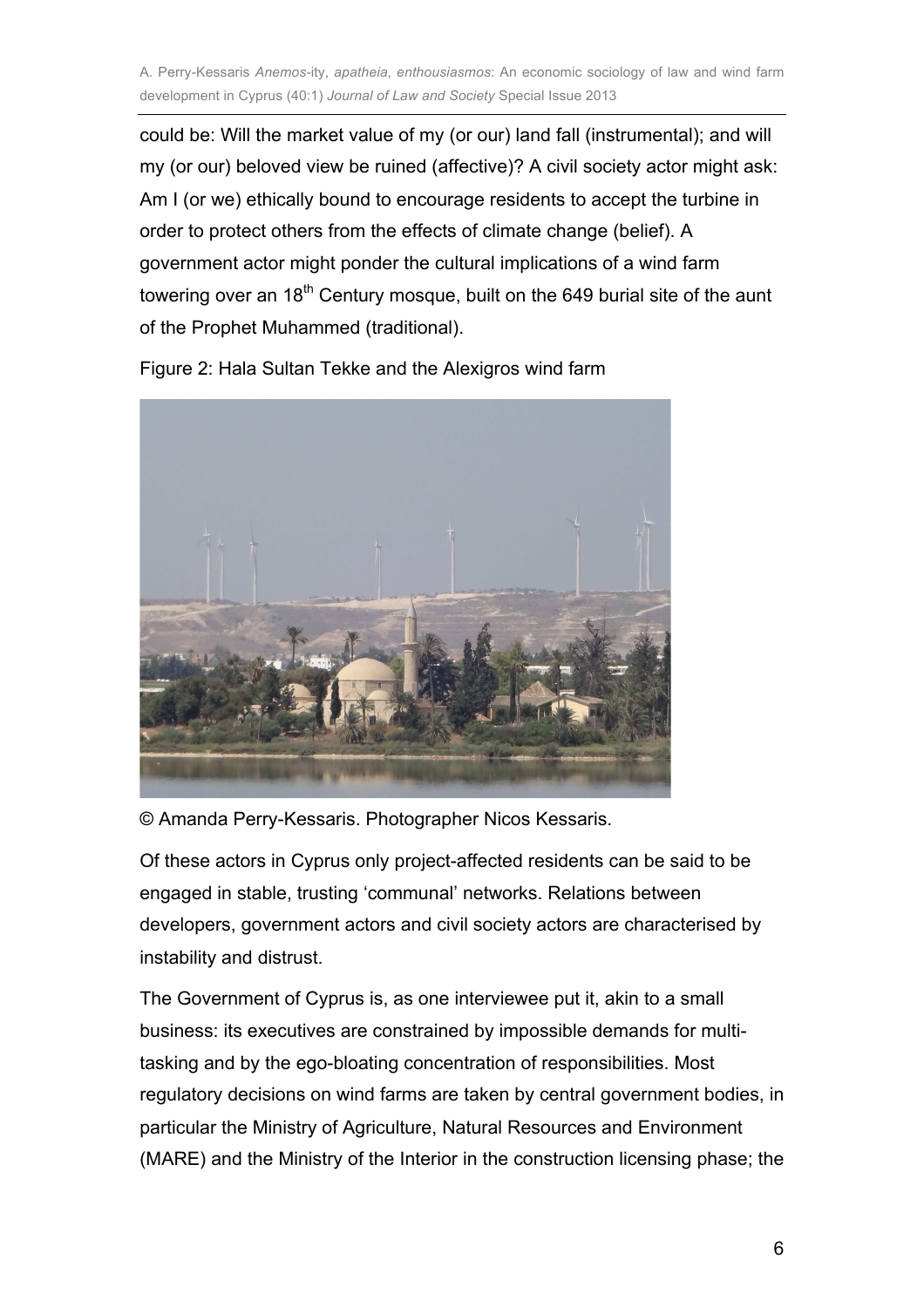could be: Will the market value of my (or our) land fall (instrumental); and will my (or our) beloved view be ruined (affective)? A civil society actor might ask: Am I (or we) ethically bound to encourage residents to accept the turbine in order to protect others from the effects of climate change (belief). A government actor might ponder the cultural implications of a wind farm towering over an 18th Century mosque, built on the 649 burial site of the aunt of the Prophet Muhammed (traditional).

Figure 2: Hala Sultan Tekke and the Alexigros wind farm

© Amanda Perry-Kessaris. Photographer Nicos Kessaris.

Of these actors in Cyprus only project-affected residents can be said to be engaged in stable, trusting 'communal' networks. Relations between developers, government actors and civil society actors are characterised by instability and distrust.

The Government of Cyprus is, as one interviewee put it, akin to a small business: its executives are constrained by impossible demands for multi-tasking and by the ego-bloating concentration of responsibilities. Most regulatory decisions on wind farms are taken by central government bodies, in particular the Ministry of Agriculture, Natural Resources and Environment (MARE) and the Ministry of the Interior in the construction licensing phase; the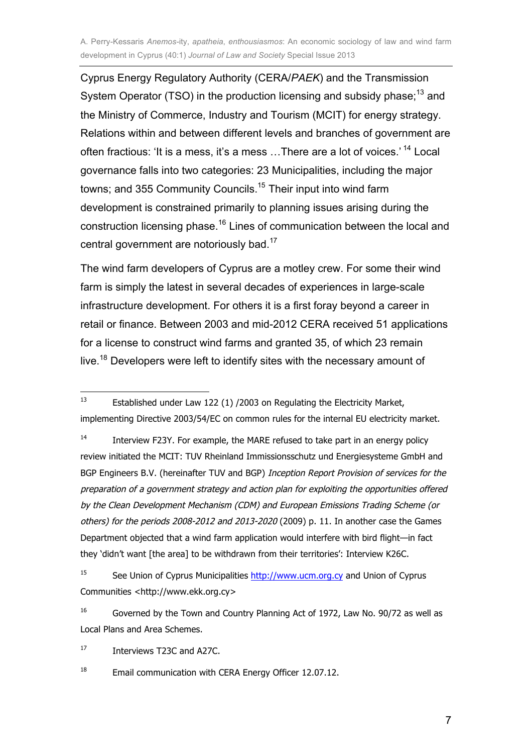Cyprus Energy Regulatory Authority (CERA/*PAEK*) and the Transmission System Operator (TSO) in the production licensing and subsidy phase;[13] and the Ministry of Commerce, Industry and Tourism (MCIT) for energy strategy. Relations within and between different levels and branches of government are often fractious: 'It is a mess, it's a mess …There are a lot of voices.' [14] Local governance falls into two categories: 23 Municipalities, including the major towns; and 355 Community Councils.[15] Their input into wind farm development is constrained primarily to planning issues arising during the construction licensing phase.[16] Lines of communication between the local and central government are notoriously bad.[17]

The wind farm developers of Cyprus are a motley crew. For some their wind farm is simply the latest in several decades of experiences in large-scale infrastructure development. For others it is a first foray beyond a career in retail or finance. Between 2003 and mid-2012 CERA received 51 applications for a license to construct wind farms and granted 35, of which 23 remain live.[18] Developers were left to identify sites with the necessary amount of

---

[13] Established under Law 122 (1) /2003 on Regulating the Electricity Market, implementing Directive 2003/54/EC on common rules for the internal EU electricity market.

[14] Interview F23Y. For example, the MARE refused to take part in an energy policy review initiated the MCIT: TUV Rheinland Immissionsschutz und Energiesysteme GmbH and BGP Engineers B.V. (hereinafter TUV and BGP) *Inception Report Provision of services for the preparation of a government strategy and action plan for exploiting the opportunities offered by the Clean Development Mechanism (CDM) and European Emissions Trading Scheme (or others) for the periods 2008-2012 and 2013-2020* (2009) p. 11. In another case the Games Department objected that a wind farm application would interfere with bird flight—in fact they 'didn't want [the area] to be withdrawn from their territories': Interview K26C.

[15] See Union of Cyprus Municipalities http://www.ucm.org.cy and Union of Cyprus Communities <http://www.ekk.org.cy>

[16] Governed by the Town and Country Planning Act of 1972, Law No. 90/72 as well as Local Plans and Area Schemes.

[17] Interviews T23C and A27C.

[18] Email communication with CERA Energy Officer 12.07.12.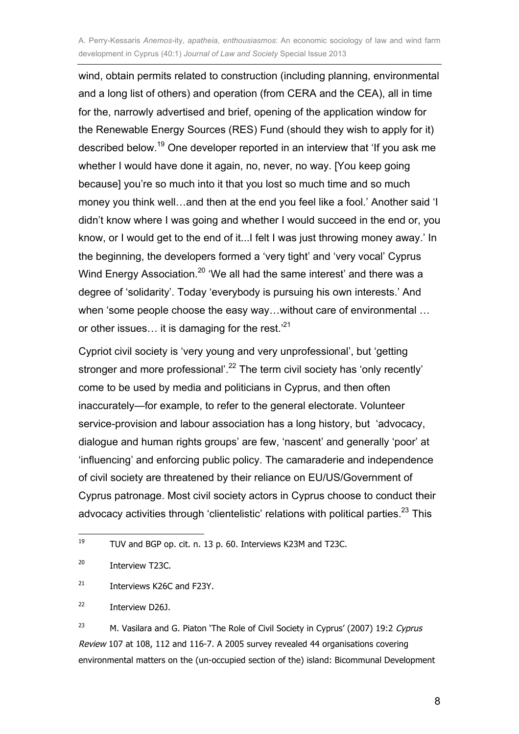wind, obtain permits related to construction (including planning, environmental and a long list of others) and operation (from CERA and the CEA), all in time for the, narrowly advertised and brief, opening of the application window for the Renewable Energy Sources (RES) Fund (should they wish to apply for it) described below.[19] One developer reported in an interview that 'If you ask me whether I would have done it again, no, never, no way. [You keep going because] you're so much into it that you lost so much time and so much money you think well…and then at the end you feel like a fool.' Another said 'I didn't know where I was going and whether I would succeed in the end or, you know, or I would get to the end of it...I felt I was just throwing money away.' In the beginning, the developers formed a 'very tight' and 'very vocal' Cyprus Wind Energy Association.[20] 'We all had the same interest' and there was a degree of 'solidarity'. Today 'everybody is pursuing his own interests.' And when 'some people choose the easy way…without care of environmental … or other issues… it is damaging for the rest.'[21]

Cypriot civil society is 'very young and very unprofessional', but 'getting stronger and more professional'.[22] The term civil society has 'only recently' come to be used by media and politicians in Cyprus, and then often inaccurately—for example, to refer to the general electorate. Volunteer service-provision and labour association has a long history, but 'advocacy, dialogue and human rights groups' are few, 'nascent' and generally 'poor' at 'influencing' and enforcing public policy. The camaraderie and independence of civil society are threatened by their reliance on EU/US/Government of Cyprus patronage. Most civil society actors in Cyprus choose to conduct their advocacy activities through 'clientelistic' relations with political parties.[23] This

---

[19] TUV and BGP op. cit. n. 13 p. 60. Interviews K23M and T23C.

[20] Interview T23C.

[21] Interviews K26C and F23Y.

[22] Interview D26J.

[23] M. Vasilara and G. Piaton 'The Role of Civil Society in Cyprus' (2007) 19:2 *Cyprus Review* 107 at 108, 112 and 116-7. A 2005 survey revealed 44 organisations covering environmental matters on the (un-occupied section of the) island: Bicommunal Development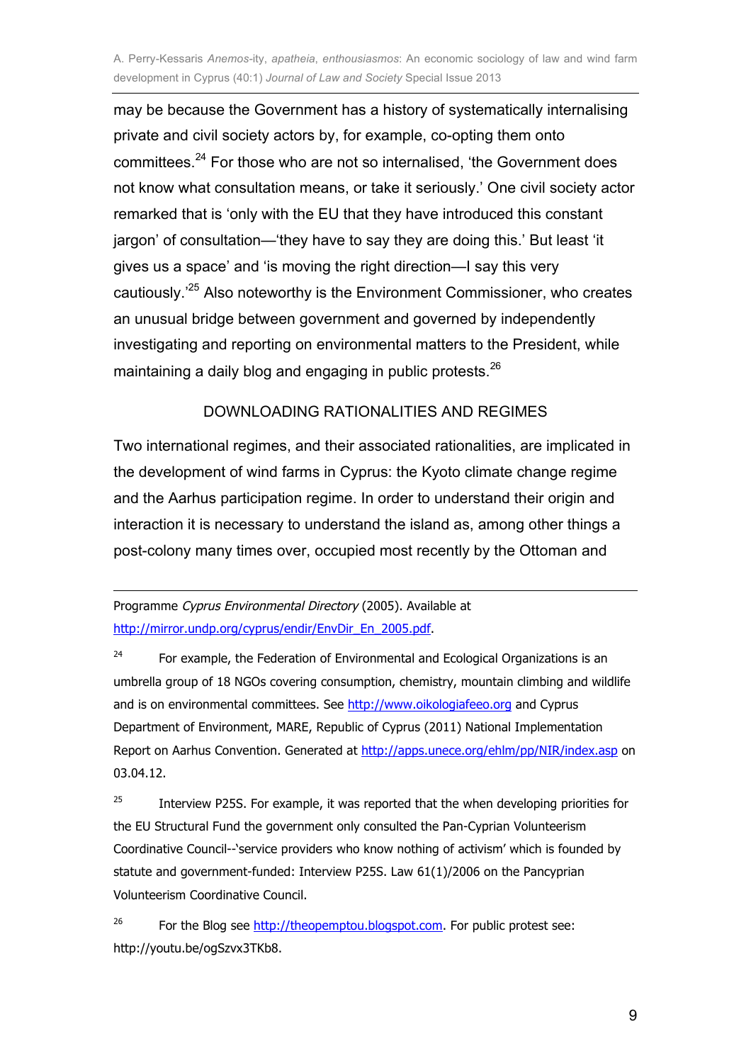may be because the Government has a history of systematically internalising private and civil society actors by, for example, co-opting them onto committees.[24] For those who are not so internalised, 'the Government does not know what consultation means, or take it seriously.' One civil society actor remarked that is 'only with the EU that they have introduced this constant jargon' of consultation—'they have to say they are doing this.' But least 'it gives us a space' and 'is moving the right direction—I say this very cautiously.'[25] Also noteworthy is the Environment Commissioner, who creates an unusual bridge between government and governed by independently investigating and reporting on environmental matters to the President, while maintaining a daily blog and engaging in public protests.[26]

## DOWNLOADING RATIONALITIES AND REGIMES

Two international regimes, and their associated rationalities, are implicated in the development of wind farms in Cyprus: the Kyoto climate change regime and the Aarhus participation regime. In order to understand their origin and interaction it is necessary to understand the island as, among other things a post-colony many times over, occupied most recently by the Ottoman and

---

Programme *Cyprus Environmental Directory* (2005). Available at http://mirror.undp.org/cyprus/endir/EnvDir_En_2005.pdf.

[24] For example, the Federation of Environmental and Ecological Organizations is an umbrella group of 18 NGOs covering consumption, chemistry, mountain climbing and wildlife and is on environmental committees. See http://www.oikologiafeeo.org and Cyprus Department of Environment, MARE, Republic of Cyprus (2011) National Implementation Report on Aarhus Convention. Generated at http://apps.unece.org/ehlm/pp/NIR/index.asp on 03.04.12.

[25] Interview P25S. For example, it was reported that the when developing priorities for the EU Structural Fund the government only consulted the Pan-Cyprian Volunteerism Coordinative Council--'service providers who know nothing of activism' which is founded by statute and government-funded: Interview P25S. Law 61(1)/2006 on the Pancyprian Volunteerism Coordinative Council.

[26] For the Blog see http://theopemptou.blogspot.com. For public protest see: http://youtu.be/ogSzvx3TKb8.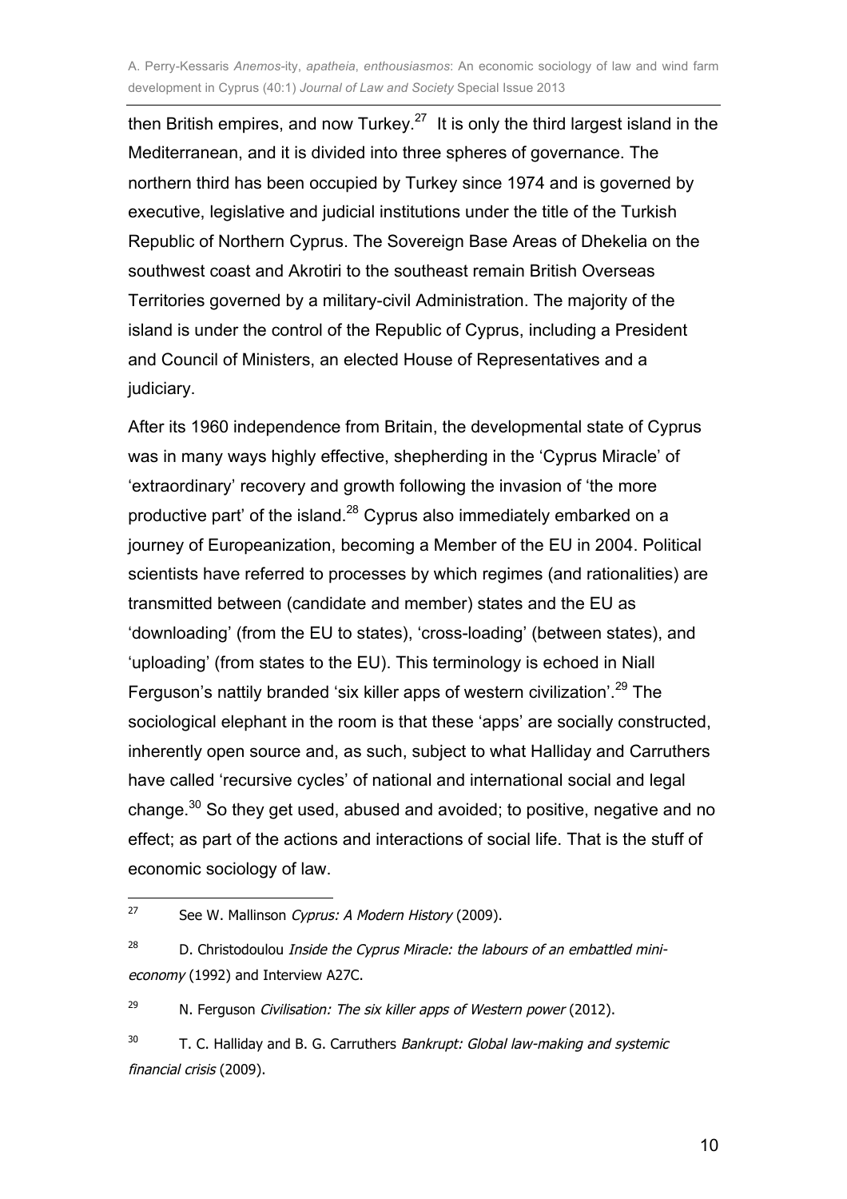then British empires, and now Turkey.[27] It is only the third largest island in the Mediterranean, and it is divided into three spheres of governance. The northern third has been occupied by Turkey since 1974 and is governed by executive, legislative and judicial institutions under the title of the Turkish Republic of Northern Cyprus. The Sovereign Base Areas of Dhekelia on the southwest coast and Akrotiri to the southeast remain British Overseas Territories governed by a military-civil Administration. The majority of the island is under the control of the Republic of Cyprus, including a President and Council of Ministers, an elected House of Representatives and a judiciary.

After its 1960 independence from Britain, the developmental state of Cyprus was in many ways highly effective, shepherding in the 'Cyprus Miracle' of 'extraordinary' recovery and growth following the invasion of 'the more productive part' of the island.[28] Cyprus also immediately embarked on a journey of Europeanization, becoming a Member of the EU in 2004. Political scientists have referred to processes by which regimes (and rationalities) are transmitted between (candidate and member) states and the EU as 'downloading' (from the EU to states), 'cross-loading' (between states), and 'uploading' (from states to the EU). This terminology is echoed in Niall Ferguson's nattily branded 'six killer apps of western civilization'.[29] The sociological elephant in the room is that these 'apps' are socially constructed, inherently open source and, as such, subject to what Halliday and Carruthers have called 'recursive cycles' of national and international social and legal change.[30] So they get used, abused and avoided; to positive, negative and no effect; as part of the actions and interactions of social life. That is the stuff of economic sociology of law.

---

[27] See W. Mallinson *Cyprus: A Modern History* (2009).

[28] D. Christodoulou *Inside the Cyprus Miracle: the labours of an embattled mini-economy* (1992) and Interview A27C.

[29] N. Ferguson *Civilisation: The six killer apps of Western power* (2012).

[30] T. C. Halliday and B. G. Carruthers *Bankrupt: Global law-making and systemic financial crisis* (2009).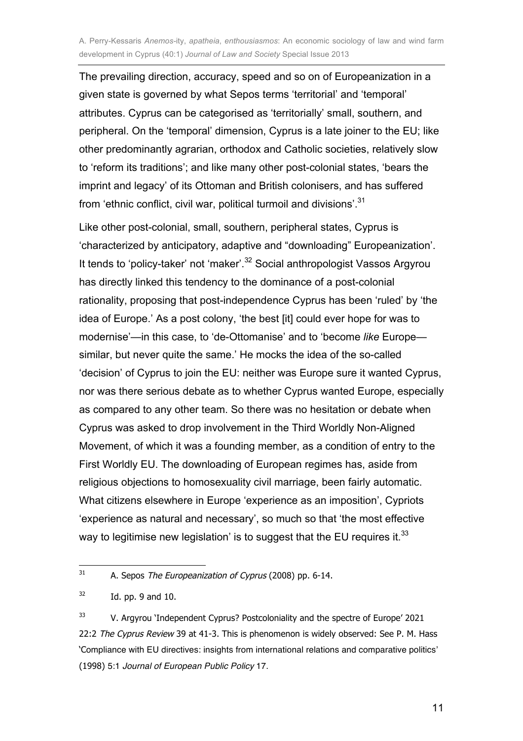The prevailing direction, accuracy, speed and so on of Europeanization in a given state is governed by what Sepos terms 'territorial' and 'temporal' attributes. Cyprus can be categorised as 'territorially' small, southern, and peripheral. On the 'temporal' dimension, Cyprus is a late joiner to the EU; like other predominantly agrarian, orthodox and Catholic societies, relatively slow to 'reform its traditions'; and like many other post-colonial states, 'bears the imprint and legacy' of its Ottoman and British colonisers, and has suffered from 'ethnic conflict, civil war, political turmoil and divisions'.[31]

Like other post-colonial, small, southern, peripheral states, Cyprus is 'characterized by anticipatory, adaptive and "downloading" Europeanization'. It tends to 'policy-taker' not 'maker'.[32] Social anthropologist Vassos Argyrou has directly linked this tendency to the dominance of a post-colonial rationality, proposing that post-independence Cyprus has been 'ruled' by 'the idea of Europe.' As a post colony, 'the best [it] could ever hope for was to modernise'—in this case, to 'de-Ottomanise' and to 'become *like* Europe—similar, but never quite the same.' He mocks the idea of the so-called 'decision' of Cyprus to join the EU: neither was Europe sure it wanted Cyprus, nor was there serious debate as to whether Cyprus wanted Europe, especially as compared to any other team. So there was no hesitation or debate when Cyprus was asked to drop involvement in the Third Worldly Non-Aligned Movement, of which it was a founding member, as a condition of entry to the First Worldly EU. The downloading of European regimes has, aside from religious objections to homosexuality civil marriage, been fairly automatic. What citizens elsewhere in Europe 'experience as an imposition', Cypriots 'experience as natural and necessary', so much so that 'the most effective way to legitimise new legislation' is to suggest that the EU requires it.[33]

---

[31] A. Sepos *The Europeanization of Cyprus* (2008) pp. 6-14.

[32] Id. pp. 9 and 10.

[33] V. Argyrou 'Independent Cyprus? Postcoloniality and the spectre of Europe' 2021 22:2 *The Cyprus Review* 39 at 41-3. This is phenomenon is widely observed: See P. M. Hass 'Compliance with EU directives: insights from international relations and comparative politics' (1998) 5:1 *Journal of European Public Policy* 17.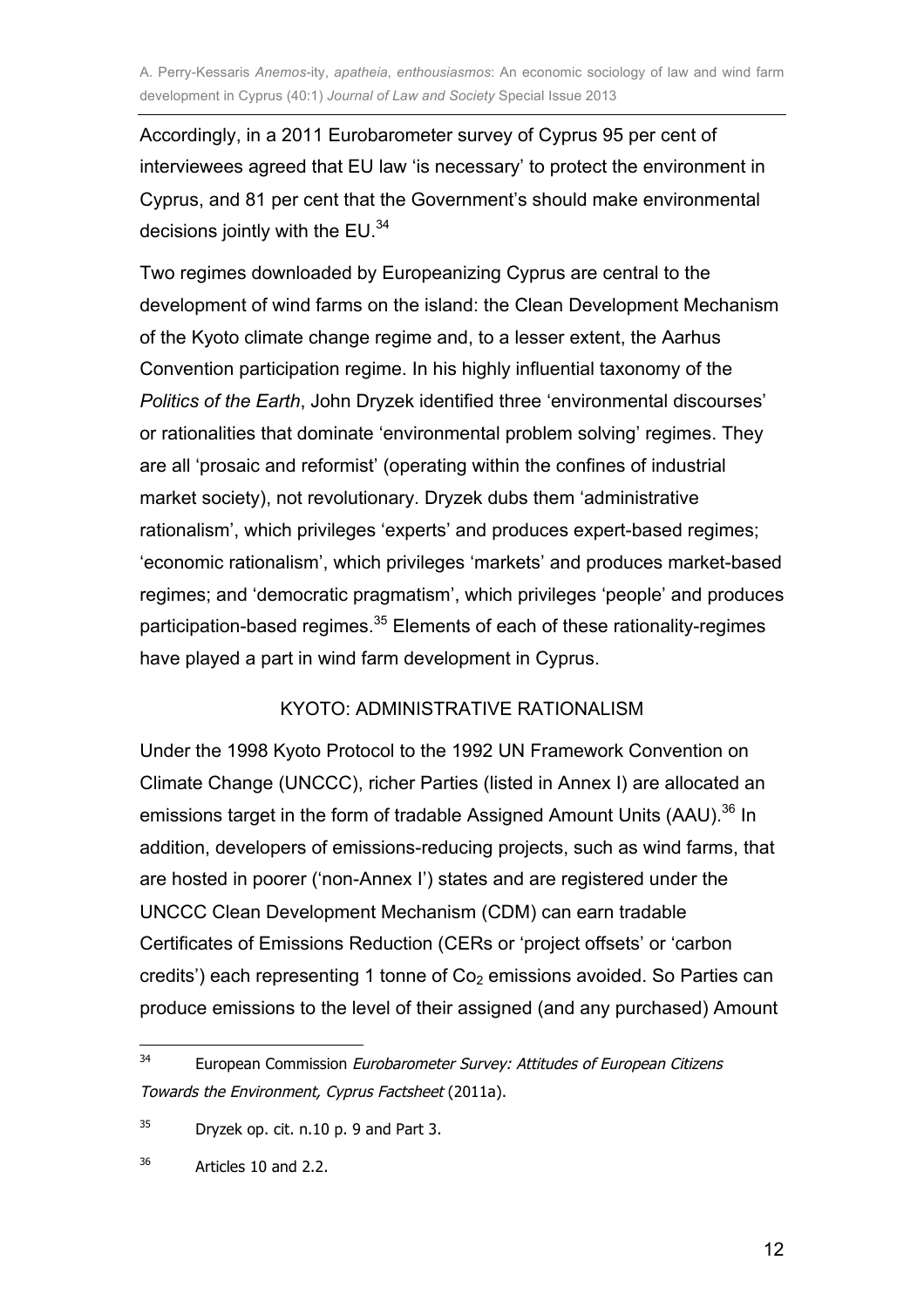Accordingly, in a 2011 Eurobarometer survey of Cyprus 95 per cent of interviewees agreed that EU law 'is necessary' to protect the environment in Cyprus, and 81 per cent that the Government's should make environmental decisions jointly with the EU.[34]

Two regimes downloaded by Europeanizing Cyprus are central to the development of wind farms on the island: the Clean Development Mechanism of the Kyoto climate change regime and, to a lesser extent, the Aarhus Convention participation regime. In his highly influential taxonomy of the *Politics of the Earth*, John Dryzek identified three 'environmental discourses' or rationalities that dominate 'environmental problem solving' regimes. They are all 'prosaic and reformist' (operating within the confines of industrial market society), not revolutionary. Dryzek dubs them 'administrative rationalism', which privileges 'experts' and produces expert-based regimes; 'economic rationalism', which privileges 'markets' and produces market-based regimes; and 'democratic pragmatism', which privileges 'people' and produces participation-based regimes.[35] Elements of each of these rationality-regimes have played a part in wind farm development in Cyprus.

## KYOTO: ADMINISTRATIVE RATIONALISM

Under the 1998 Kyoto Protocol to the 1992 UN Framework Convention on Climate Change (UNCCC), richer Parties (listed in Annex I) are allocated an emissions target in the form of tradable Assigned Amount Units (AAU).[36] In addition, developers of emissions-reducing projects, such as wind farms, that are hosted in poorer ('non-Annex I') states and are registered under the UNCCC Clean Development Mechanism (CDM) can earn tradable Certificates of Emissions Reduction (CERs or 'project offsets' or 'carbon credits') each representing 1 tonne of $Co_2$ emissions avoided. So Parties can produce emissions to the level of their assigned (and any purchased) Amount

[34] European Commission *Eurobarometer Survey: Attitudes of European Citizens Towards the Environment, Cyprus Factsheet* (2011a).

[35] Dryzek op. cit. n.10 p. 9 and Part 3.

[36] Articles 10 and 2.2.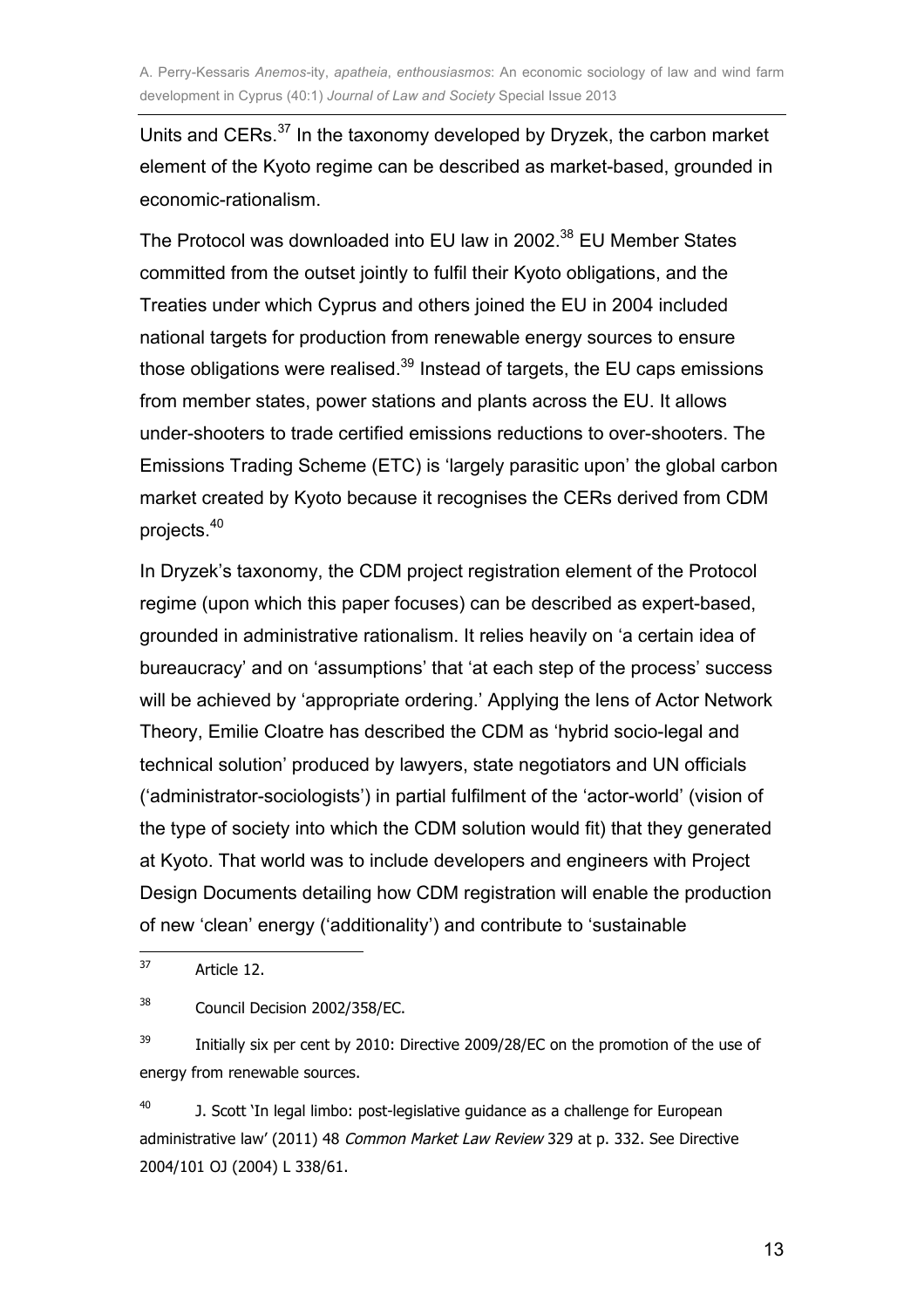Units and CERs.[37] In the taxonomy developed by Dryzek, the carbon market element of the Kyoto regime can be described as market-based, grounded in economic-rationalism.

The Protocol was downloaded into EU law in 2002.[38] EU Member States committed from the outset jointly to fulfil their Kyoto obligations, and the Treaties under which Cyprus and others joined the EU in 2004 included national targets for production from renewable energy sources to ensure those obligations were realised.[39] Instead of targets, the EU caps emissions from member states, power stations and plants across the EU. It allows under-shooters to trade certified emissions reductions to over-shooters. The Emissions Trading Scheme (ETC) is 'largely parasitic upon' the global carbon market created by Kyoto because it recognises the CERs derived from CDM projects.[40]

In Dryzek's taxonomy, the CDM project registration element of the Protocol regime (upon which this paper focuses) can be described as expert-based, grounded in administrative rationalism. It relies heavily on 'a certain idea of bureaucracy' and on 'assumptions' that 'at each step of the process' success will be achieved by 'appropriate ordering.' Applying the lens of Actor Network Theory, Emilie Cloatre has described the CDM as 'hybrid socio-legal and technical solution' produced by lawyers, state negotiators and UN officials ('administrator-sociologists') in partial fulfilment of the 'actor-world' (vision of the type of society into which the CDM solution would fit) that they generated at Kyoto. That world was to include developers and engineers with Project Design Documents detailing how CDM registration will enable the production of new 'clean' energy ('additionality') and contribute to 'sustainable

---

[37] Article 12.

[38] Council Decision 2002/358/EC.

[39] Initially six per cent by 2010: Directive 2009/28/EC on the promotion of the use of energy from renewable sources.

[40] J. Scott 'In legal limbo: post-legislative guidance as a challenge for European administrative law' (2011) 48 *Common Market Law Review* 329 at p. 332. See Directive 2004/101 OJ (2004) L 338/61.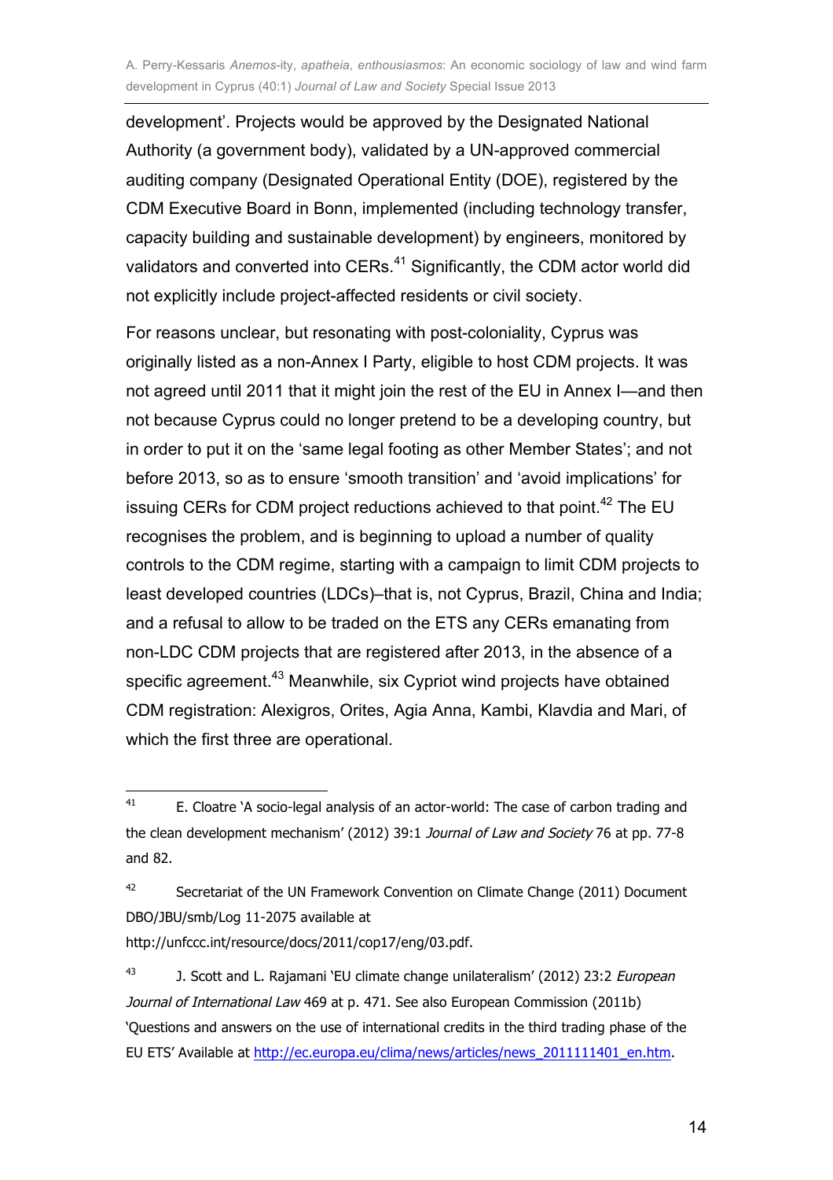development'. Projects would be approved by the Designated National Authority (a government body), validated by a UN-approved commercial auditing company (Designated Operational Entity (DOE), registered by the CDM Executive Board in Bonn, implemented (including technology transfer, capacity building and sustainable development) by engineers, monitored by validators and converted into CERs.[41] Significantly, the CDM actor world did not explicitly include project-affected residents or civil society.

For reasons unclear, but resonating with post-coloniality, Cyprus was originally listed as a non-Annex I Party, eligible to host CDM projects. It was not agreed until 2011 that it might join the rest of the EU in Annex I—and then not because Cyprus could no longer pretend to be a developing country, but in order to put it on the 'same legal footing as other Member States'; and not before 2013, so as to ensure 'smooth transition' and 'avoid implications' for issuing CERs for CDM project reductions achieved to that point.[42] The EU recognises the problem, and is beginning to upload a number of quality controls to the CDM regime, starting with a campaign to limit CDM projects to least developed countries (LDCs)–that is, not Cyprus, Brazil, China and India; and a refusal to allow to be traded on the ETS any CERs emanating from non-LDC CDM projects that are registered after 2013, in the absence of a specific agreement.[43] Meanwhile, six Cypriot wind projects have obtained CDM registration: Alexigros, Orites, Agia Anna, Kambi, Klavdia and Mari, of which the first three are operational.

---

[41] E. Cloatre 'A socio-legal analysis of an actor-world: The case of carbon trading and the clean development mechanism' (2012) 39:1 *Journal of Law and Society* 76 at pp. 77-8 and 82.

[42] Secretariat of the UN Framework Convention on Climate Change (2011) Document DBO/JBU/smb/Log 11-2075 available at http://unfccc.int/resource/docs/2011/cop17/eng/03.pdf.

[43] J. Scott and L. Rajamani 'EU climate change unilateralism' (2012) 23:2 *European Journal of International Law* 469 at p. 471. See also European Commission (2011b) 'Questions and answers on the use of international credits in the third trading phase of the EU ETS' Available at http://ec.europa.eu/clima/news/articles/news_2011111401_en.htm.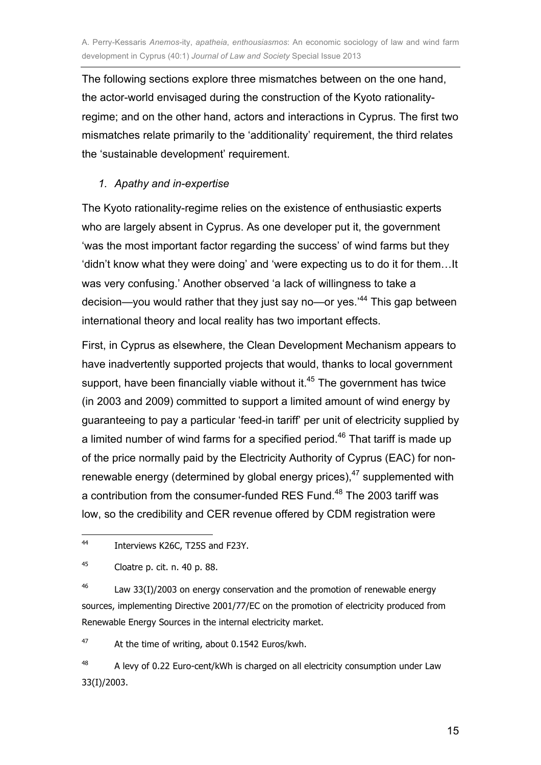The following sections explore three mismatches between on the one hand, the actor-world envisaged during the construction of the Kyoto rationality-regime; and on the other hand, actors and interactions in Cyprus. The first two mismatches relate primarily to the 'additionality' requirement, the third relates the 'sustainable development' requirement.

### *1. Apathy and in-expertise*

The Kyoto rationality-regime relies on the existence of enthusiastic experts who are largely absent in Cyprus. As one developer put it, the government 'was the most important factor regarding the success' of wind farms but they 'didn't know what they were doing' and 'were expecting us to do it for them…It was very confusing.' Another observed 'a lack of willingness to take a decision—you would rather that they just say no—or yes.'[44] This gap between international theory and local reality has two important effects.

First, in Cyprus as elsewhere, the Clean Development Mechanism appears to have inadvertently supported projects that would, thanks to local government support, have been financially viable without it.[45] The government has twice (in 2003 and 2009) committed to support a limited amount of wind energy by guaranteeing to pay a particular 'feed-in tariff' per unit of electricity supplied by a limited number of wind farms for a specified period.[46] That tariff is made up of the price normally paid by the Electricity Authority of Cyprus (EAC) for non-renewable energy (determined by global energy prices),[47] supplemented with a contribution from the consumer-funded RES Fund.[48] The 2003 tariff was low, so the credibility and CER revenue offered by CDM registration were

---

[44] Interviews K26C, T25S and F23Y.

[45] Cloatre p. cit. n. 40 p. 88.

[46] Law 33(I)/2003 on energy conservation and the promotion of renewable energy sources, implementing Directive 2001/77/EC on the promotion of electricity produced from Renewable Energy Sources in the internal electricity market.

[47] At the time of writing, about 0.1542 Euros/kwh.

[48] A levy of 0.22 Euro-cent/kWh is charged on all electricity consumption under Law 33(I)/2003.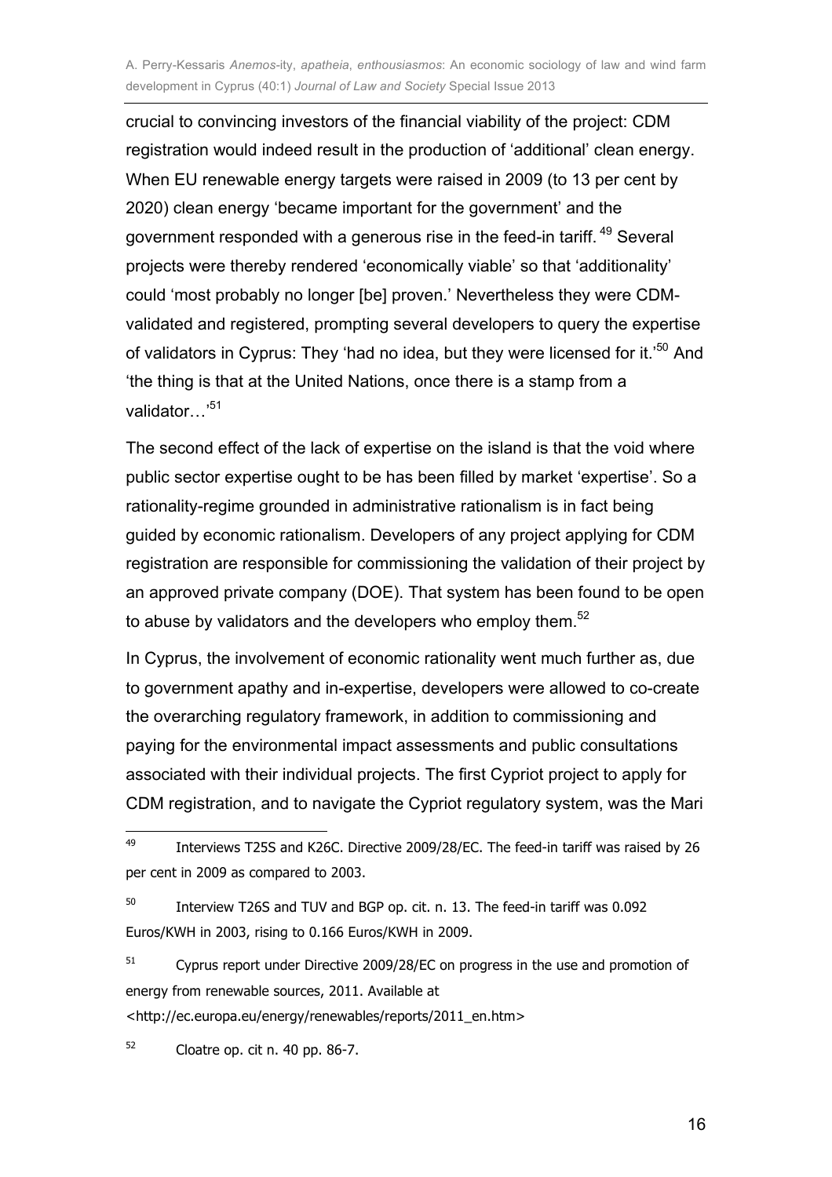crucial to convincing investors of the financial viability of the project: CDM registration would indeed result in the production of 'additional' clean energy. When EU renewable energy targets were raised in 2009 (to 13 per cent by 2020) clean energy 'became important for the government' and the government responded with a generous rise in the feed-in tariff. [49] Several projects were thereby rendered 'economically viable' so that 'additionality' could 'most probably no longer [be] proven.' Nevertheless they were CDM-validated and registered, prompting several developers to query the expertise of validators in Cyprus: They 'had no idea, but they were licensed for it.'[50] And 'the thing is that at the United Nations, once there is a stamp from a validator…'[51]

The second effect of the lack of expertise on the island is that the void where public sector expertise ought to be has been filled by market 'expertise'. So a rationality-regime grounded in administrative rationalism is in fact being guided by economic rationalism. Developers of any project applying for CDM registration are responsible for commissioning the validation of their project by an approved private company (DOE). That system has been found to be open to abuse by validators and the developers who employ them.[52]

In Cyprus, the involvement of economic rationality went much further as, due to government apathy and in-expertise, developers were allowed to co-create the overarching regulatory framework, in addition to commissioning and paying for the environmental impact assessments and public consultations associated with their individual projects. The first Cypriot project to apply for CDM registration, and to navigate the Cypriot regulatory system, was the Mari

---

[49] Interviews T25S and K26C. Directive 2009/28/EC. The feed-in tariff was raised by 26 per cent in 2009 as compared to 2003.

[50] Interview T26S and TUV and BGP op. cit. n. 13. The feed-in tariff was 0.092 Euros/KWH in 2003, rising to 0.166 Euros/KWH in 2009.

[51] Cyprus report under Directive 2009/28/EC on progress in the use and promotion of energy from renewable sources, 2011. Available at <http://ec.europa.eu/energy/renewables/reports/2011_en.htm>

[52] Cloatre op. cit n. 40 pp. 86-7.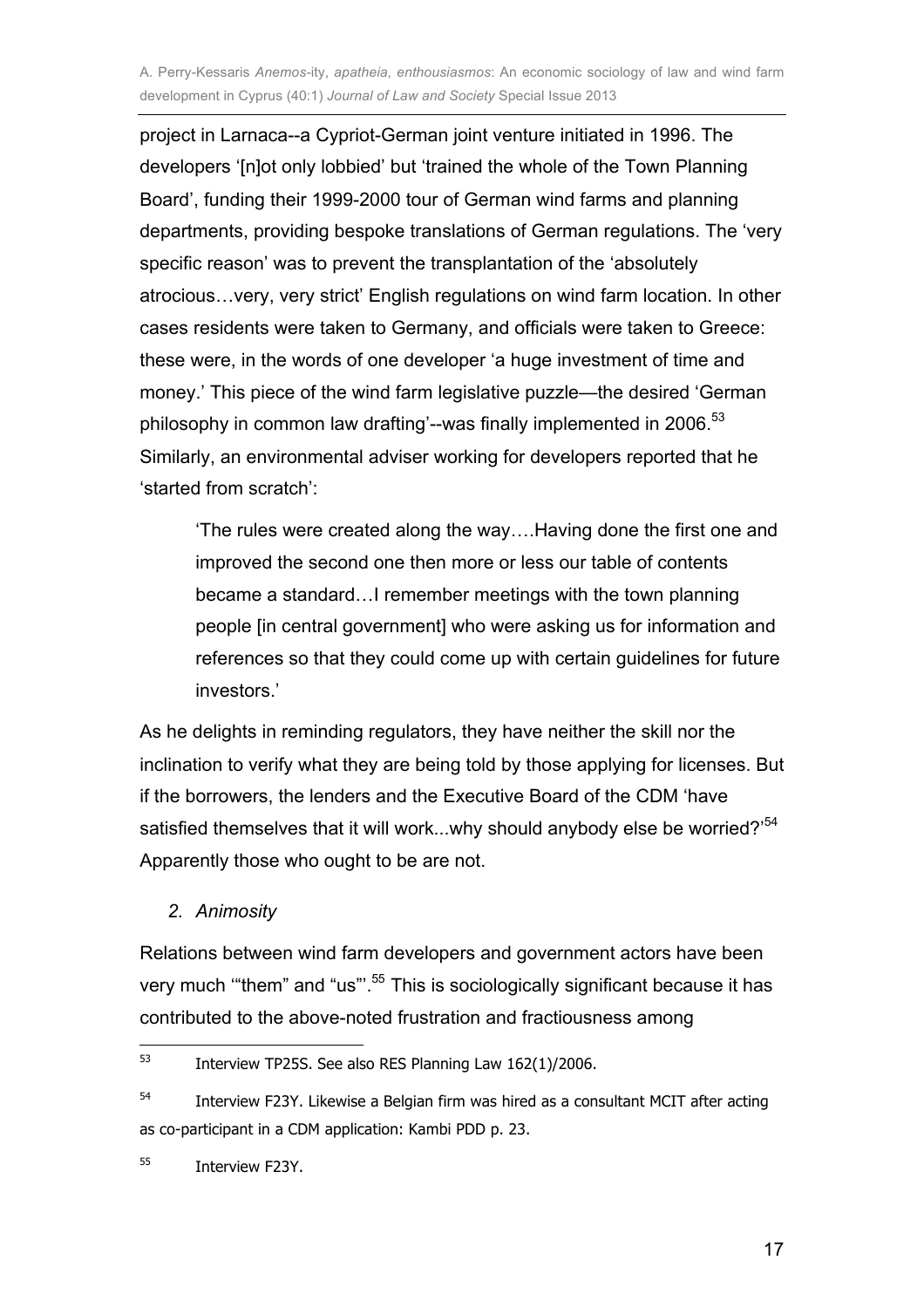project in Larnaca--a Cypriot-German joint venture initiated in 1996. The developers '[n]ot only lobbied' but 'trained the whole of the Town Planning Board', funding their 1999-2000 tour of German wind farms and planning departments, providing bespoke translations of German regulations. The 'very specific reason' was to prevent the transplantation of the 'absolutely atrocious…very, very strict' English regulations on wind farm location. In other cases residents were taken to Germany, and officials were taken to Greece: these were, in the words of one developer 'a huge investment of time and money.' This piece of the wind farm legislative puzzle—the desired 'German philosophy in common law drafting'--was finally implemented in 2006.[53] Similarly, an environmental adviser working for developers reported that he 'started from scratch':

> 'The rules were created along the way….Having done the first one and improved the second one then more or less our table of contents became a standard…I remember meetings with the town planning people [in central government] who were asking us for information and references so that they could come up with certain guidelines for future investors.'

As he delights in reminding regulators, they have neither the skill nor the inclination to verify what they are being told by those applying for licenses. But if the borrowers, the lenders and the Executive Board of the CDM 'have satisfied themselves that it will work...why should anybody else be worried?'[54] Apparently those who ought to be are not.

### *2. Animosity*

Relations between wind farm developers and government actors have been very much '"them" and "us"'.[55] This is sociologically significant because it has contributed to the above-noted frustration and fractiousness among

---

[53] Interview TP25S. See also RES Planning Law 162(1)/2006.

[54] Interview F23Y. Likewise a Belgian firm was hired as a consultant MCIT after acting as co-participant in a CDM application: Kambi PDD p. 23.

[55] Interview F23Y.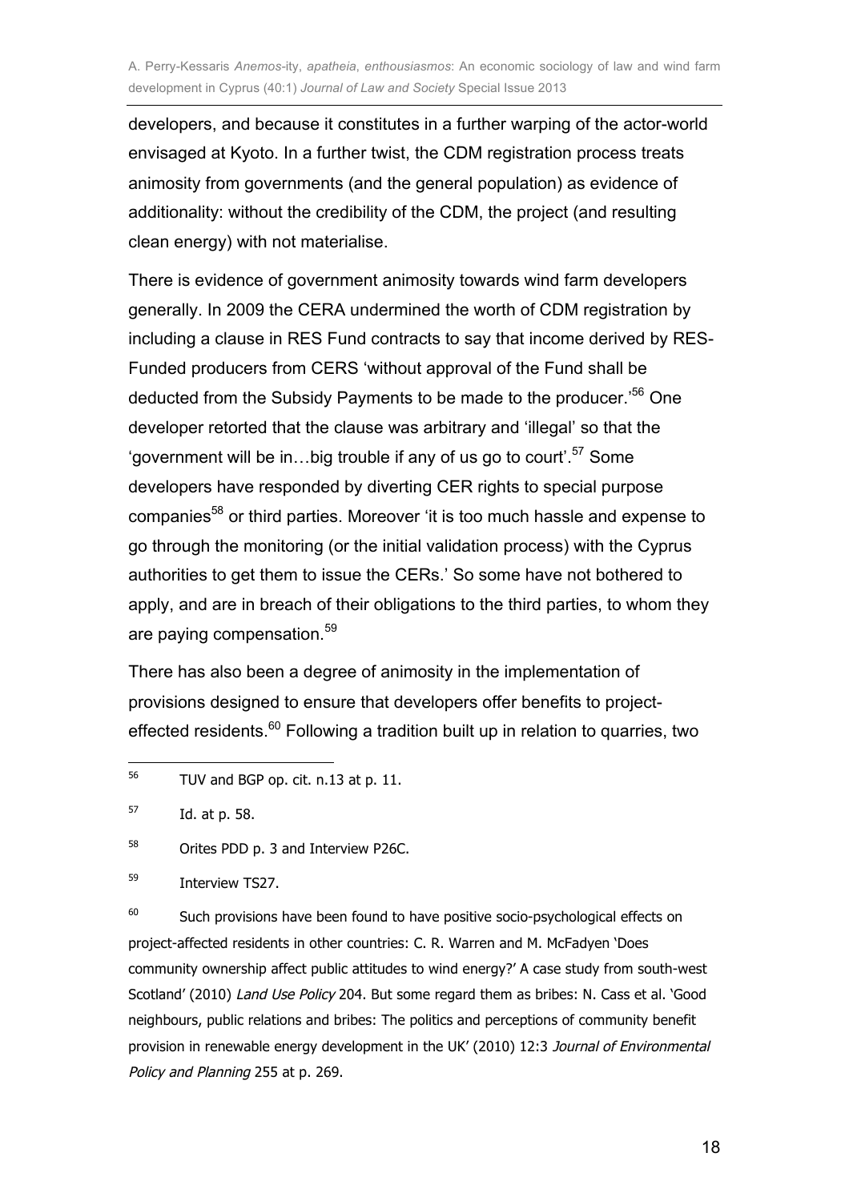developers, and because it constitutes in a further warping of the actor-world envisaged at Kyoto. In a further twist, the CDM registration process treats animosity from governments (and the general population) as evidence of additionality: without the credibility of the CDM, the project (and resulting clean energy) with not materialise.

There is evidence of government animosity towards wind farm developers generally. In 2009 the CERA undermined the worth of CDM registration by including a clause in RES Fund contracts to say that income derived by RES-Funded producers from CERS 'without approval of the Fund shall be deducted from the Subsidy Payments to be made to the producer.'[56] One developer retorted that the clause was arbitrary and 'illegal' so that the 'government will be in…big trouble if any of us go to court'.[57] Some developers have responded by diverting CER rights to special purpose companies[58] or third parties. Moreover 'it is too much hassle and expense to go through the monitoring (or the initial validation process) with the Cyprus authorities to get them to issue the CERs.' So some have not bothered to apply, and are in breach of their obligations to the third parties, to whom they are paying compensation.[59]

There has also been a degree of animosity in the implementation of provisions designed to ensure that developers offer benefits to project-effected residents.[60] Following a tradition built up in relation to quarries, two

---

[56] TUV and BGP op. cit. n.13 at p. 11.

[57] Id. at p. 58.

[58] Orites PDD p. 3 and Interview P26C.

[59] Interview TS27.

[60] Such provisions have been found to have positive socio-psychological effects on project-affected residents in other countries: C. R. Warren and M. McFadyen 'Does community ownership affect public attitudes to wind energy?' A case study from south-west Scotland' (2010) *Land Use Policy* 204. But some regard them as bribes: N. Cass et al. 'Good neighbours, public relations and bribes: The politics and perceptions of community benefit provision in renewable energy development in the UK' (2010) 12:3 *Journal of Environmental Policy and Planning* 255 at p. 269.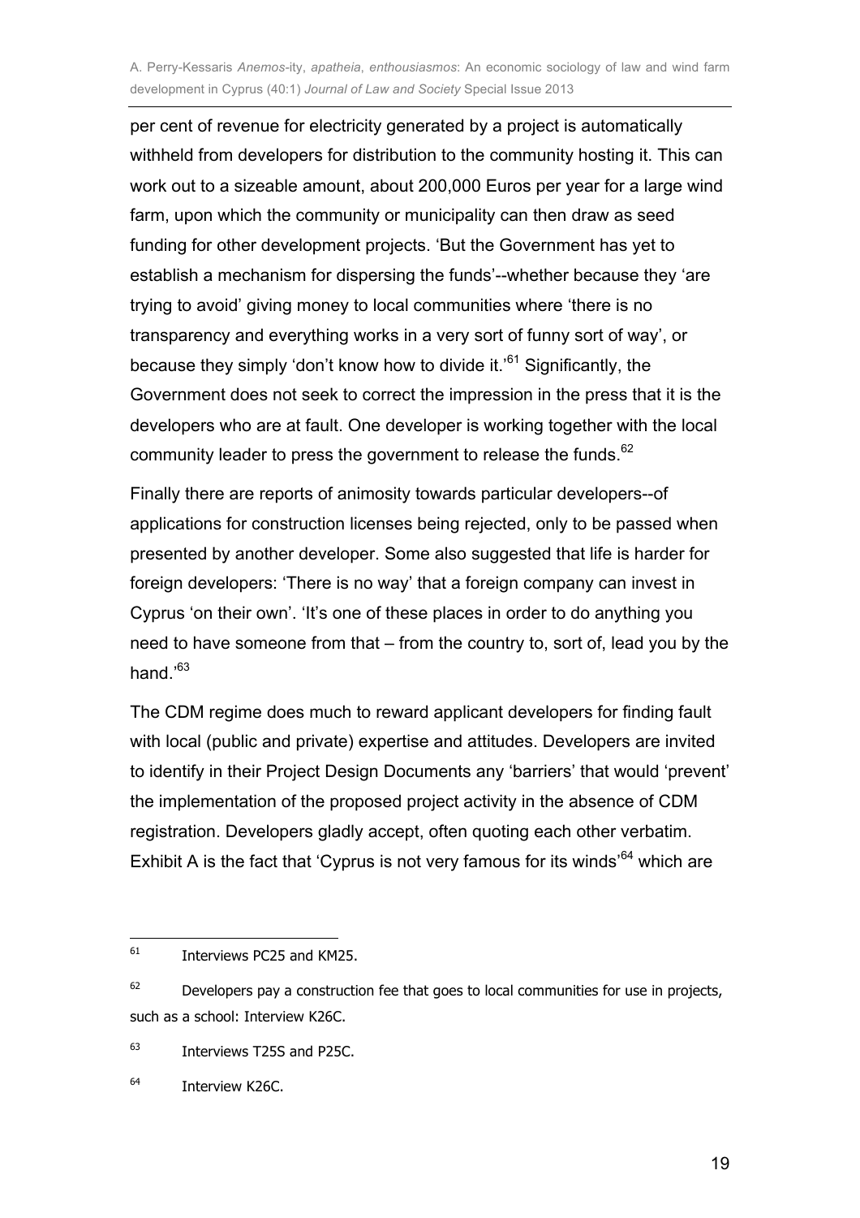per cent of revenue for electricity generated by a project is automatically withheld from developers for distribution to the community hosting it. This can work out to a sizeable amount, about 200,000 Euros per year for a large wind farm, upon which the community or municipality can then draw as seed funding for other development projects. 'But the Government has yet to establish a mechanism for dispersing the funds'--whether because they 'are trying to avoid' giving money to local communities where 'there is no transparency and everything works in a very sort of funny sort of way', or because they simply 'don't know how to divide it.'[61] Significantly, the Government does not seek to correct the impression in the press that it is the developers who are at fault. One developer is working together with the local community leader to press the government to release the funds.[62]

Finally there are reports of animosity towards particular developers--of applications for construction licenses being rejected, only to be passed when presented by another developer. Some also suggested that life is harder for foreign developers: 'There is no way' that a foreign company can invest in Cyprus 'on their own'. 'It's one of these places in order to do anything you need to have someone from that – from the country to, sort of, lead you by the hand.'[63]

The CDM regime does much to reward applicant developers for finding fault with local (public and private) expertise and attitudes. Developers are invited to identify in their Project Design Documents any 'barriers' that would 'prevent' the implementation of the proposed project activity in the absence of CDM registration. Developers gladly accept, often quoting each other verbatim. Exhibit A is the fact that 'Cyprus is not very famous for its winds'[64] which are

---

[61] Interviews PC25 and KM25.

[62] Developers pay a construction fee that goes to local communities for use in projects, such as a school: Interview K26C.

[63] Interviews T25S and P25C.

[64] Interview K26C.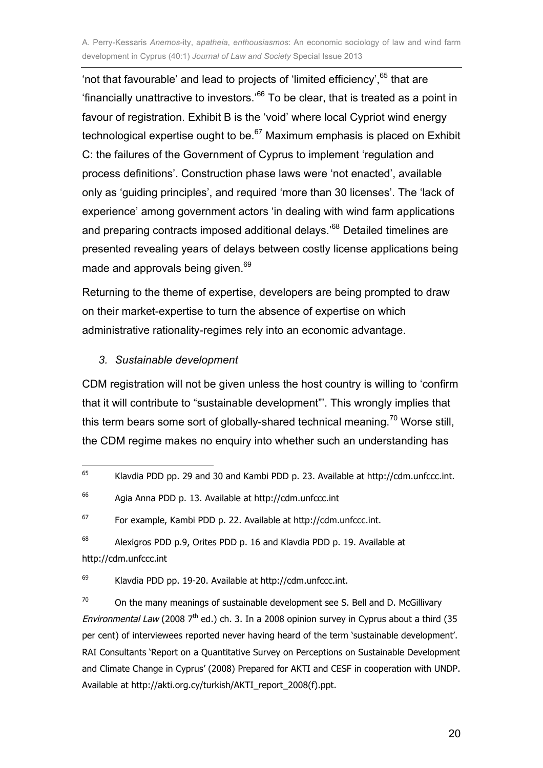'not that favourable' and lead to projects of 'limited efficiency',[65] that are 'financially unattractive to investors.'[66] To be clear, that is treated as a point in favour of registration. Exhibit B is the 'void' where local Cypriot wind energy technological expertise ought to be.[67] Maximum emphasis is placed on Exhibit C: the failures of the Government of Cyprus to implement 'regulation and process definitions'. Construction phase laws were 'not enacted', available only as 'guiding principles', and required 'more than 30 licenses'. The 'lack of experience' among government actors 'in dealing with wind farm applications and preparing contracts imposed additional delays.'[68] Detailed timelines are presented revealing years of delays between costly license applications being made and approvals being given.[69]

Returning to the theme of expertise, developers are being prompted to draw on their market-expertise to turn the absence of expertise on which administrative rationality-regimes rely into an economic advantage.

### *3. Sustainable development*

CDM registration will not be given unless the host country is willing to 'confirm that it will contribute to "sustainable development"'. This wrongly implies that this term bears some sort of globally-shared technical meaning.[70] Worse still, the CDM regime makes no enquiry into whether such an understanding has

---

[65] Klavdia PDD pp. 29 and 30 and Kambi PDD p. 23. Available at http://cdm.unfccc.int.

[66] Agia Anna PDD p. 13. Available at http://cdm.unfccc.int

[67] For example, Kambi PDD p. 22. Available at http://cdm.unfccc.int.

[68] Alexigros PDD p.9, Orites PDD p. 16 and Klavdia PDD p. 19. Available at http://cdm.unfccc.int

[69] Klavdia PDD pp. 19-20. Available at http://cdm.unfccc.int.

[70] On the many meanings of sustainable development see S. Bell and D. McGillivary *Environmental Law* (2008 7th ed.) ch. 3. In a 2008 opinion survey in Cyprus about a third (35 per cent) of interviewees reported never having heard of the term 'sustainable development'. RAI Consultants 'Report on a Quantitative Survey on Perceptions on Sustainable Development and Climate Change in Cyprus' (2008) Prepared for AKTI and CESF in cooperation with UNDP. Available at http://akti.org.cy/turkish/AKTI_report_2008(f).ppt.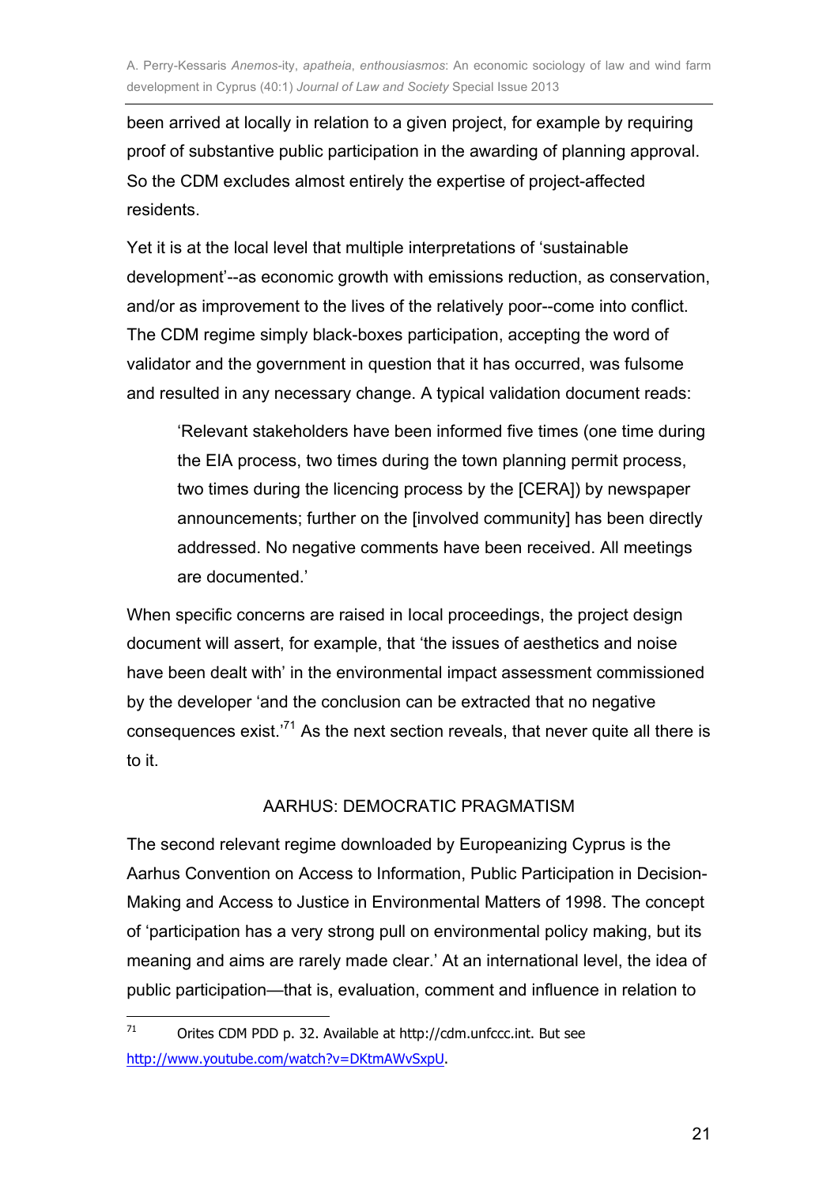been arrived at locally in relation to a given project, for example by requiring proof of substantive public participation in the awarding of planning approval. So the CDM excludes almost entirely the expertise of project-affected residents.

Yet it is at the local level that multiple interpretations of 'sustainable development'--as economic growth with emissions reduction, as conservation, and/or as improvement to the lives of the relatively poor--come into conflict. The CDM regime simply black-boxes participation, accepting the word of validator and the government in question that it has occurred, was fulsome and resulted in any necessary change. A typical validation document reads:

> 'Relevant stakeholders have been informed five times (one time during the EIA process, two times during the town planning permit process, two times during the licencing process by the [CERA]) by newspaper announcements; further on the [involved community] has been directly addressed. No negative comments have been received. All meetings are documented.'

When specific concerns are raised in local proceedings, the project design document will assert, for example, that 'the issues of aesthetics and noise have been dealt with' in the environmental impact assessment commissioned by the developer 'and the conclusion can be extracted that no negative consequences exist.'[71] As the next section reveals, that never quite all there is to it.

## AARHUS: DEMOCRATIC PRAGMATISM

The second relevant regime downloaded by Europeanizing Cyprus is the Aarhus Convention on Access to Information, Public Participation in Decision-Making and Access to Justice in Environmental Matters of 1998. The concept of 'participation has a very strong pull on environmental policy making, but its meaning and aims are rarely made clear.' At an international level, the idea of public participation—that is, evaluation, comment and influence in relation to

---

[71] Orites CDM PDD p. 32. Available at http://cdm.unfccc.int. But see http://www.youtube.com/watch?v=DKtmAWvSxpU.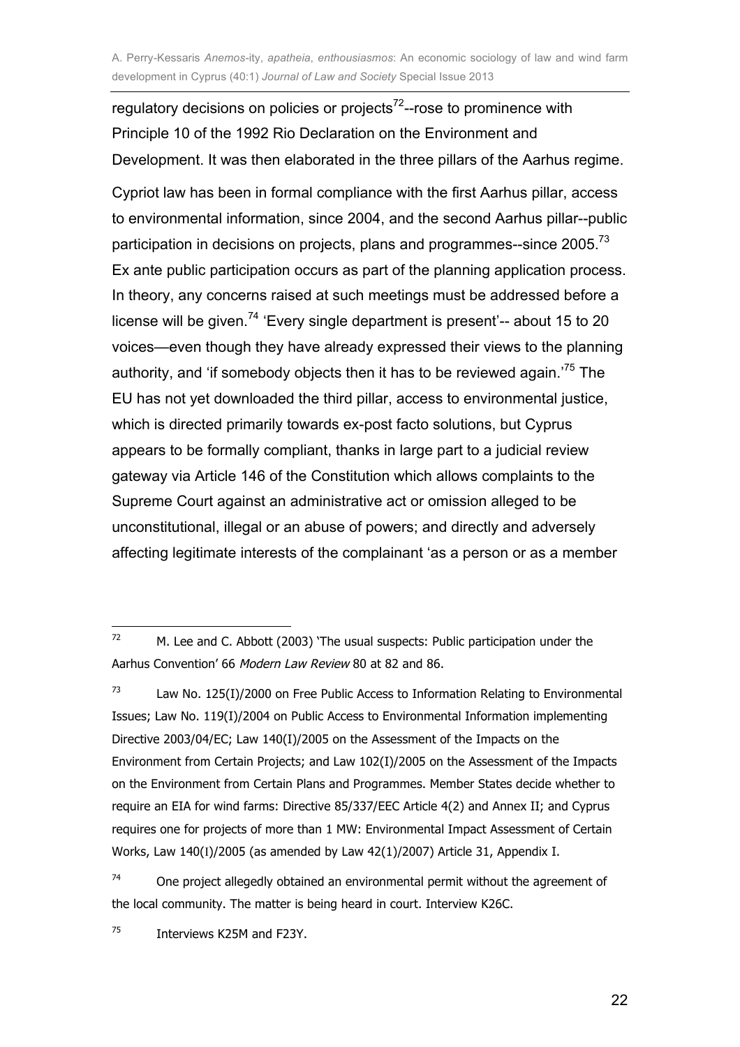regulatory decisions on policies or projects[72]--rose to prominence with Principle 10 of the 1992 Rio Declaration on the Environment and Development. It was then elaborated in the three pillars of the Aarhus regime.

Cypriot law has been in formal compliance with the first Aarhus pillar, access to environmental information, since 2004, and the second Aarhus pillar--public participation in decisions on projects, plans and programmes--since 2005.[73] Ex ante public participation occurs as part of the planning application process. In theory, any concerns raised at such meetings must be addressed before a license will be given.[74] 'Every single department is present'-- about 15 to 20 voices—even though they have already expressed their views to the planning authority, and 'if somebody objects then it has to be reviewed again.'[75] The EU has not yet downloaded the third pillar, access to environmental justice, which is directed primarily towards ex-post facto solutions, but Cyprus appears to be formally compliant, thanks in large part to a judicial review gateway via Article 146 of the Constitution which allows complaints to the Supreme Court against an administrative act or omission alleged to be unconstitutional, illegal or an abuse of powers; and directly and adversely affecting legitimate interests of the complainant 'as a person or as a member

---

[72] M. Lee and C. Abbott (2003) 'The usual suspects: Public participation under the Aarhus Convention' 66 *Modern Law Review* 80 at 82 and 86.

[73] Law No. 125(I)/2000 on Free Public Access to Information Relating to Environmental Issues; Law No. 119(I)/2004 on Public Access to Environmental Information implementing Directive 2003/04/EC; Law 140(I)/2005 on the Assessment of the Impacts on the Environment from Certain Projects; and Law 102(I)/2005 on the Assessment of the Impacts on the Environment from Certain Plans and Programmes. Member States decide whether to require an EIA for wind farms: Directive 85/337/EEC Article 4(2) and Annex II; and Cyprus requires one for projects of more than 1 MW: Environmental Impact Assessment of Certain Works, Law 140(I)/2005 (as amended by Law 42(1)/2007) Article 31, Appendix I.

[74] One project allegedly obtained an environmental permit without the agreement of the local community. The matter is being heard in court. Interview K26C.

[75] Interviews K25M and F23Y.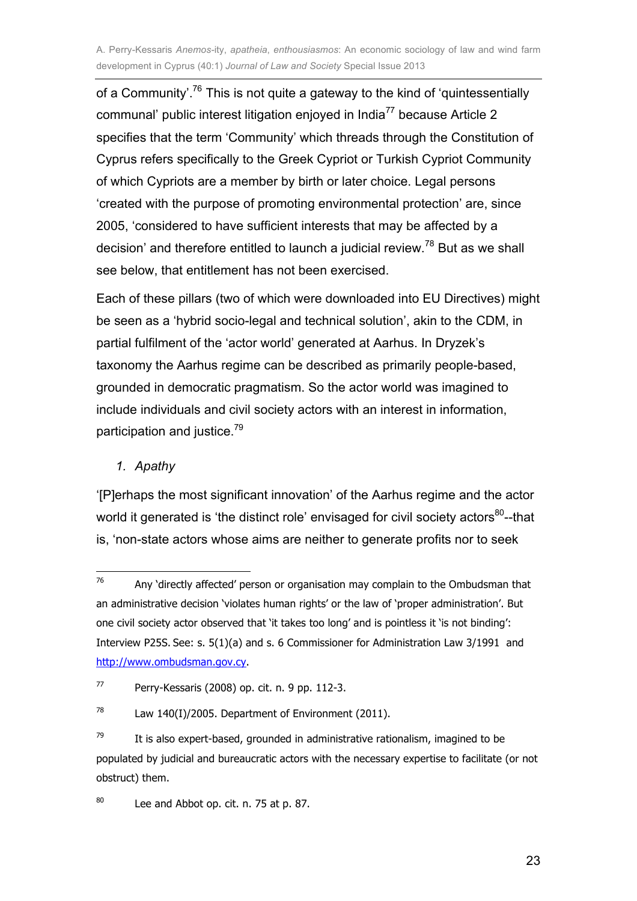of a Community'.[76] This is not quite a gateway to the kind of 'quintessentially communal' public interest litigation enjoyed in India[77] because Article 2 specifies that the term 'Community' which threads through the Constitution of Cyprus refers specifically to the Greek Cypriot or Turkish Cypriot Community of which Cypriots are a member by birth or later choice. Legal persons 'created with the purpose of promoting environmental protection' are, since 2005, 'considered to have sufficient interests that may be affected by a decision' and therefore entitled to launch a judicial review.[78] But as we shall see below, that entitlement has not been exercised.

Each of these pillars (two of which were downloaded into EU Directives) might be seen as a 'hybrid socio-legal and technical solution', akin to the CDM, in partial fulfilment of the 'actor world' generated at Aarhus. In Dryzek's taxonomy the Aarhus regime can be described as primarily people-based, grounded in democratic pragmatism. So the actor world was imagined to include individuals and civil society actors with an interest in information, participation and justice.[79]

1. *Apathy*

'[P]erhaps the most significant innovation' of the Aarhus regime and the actor world it generated is 'the distinct role' envisaged for civil society actors[80]--that is, 'non-state actors whose aims are neither to generate profits nor to seek

---

[76] Any 'directly affected' person or organisation may complain to the Ombudsman that an administrative decision 'violates human rights' or the law of 'proper administration'. But one civil society actor observed that 'it takes too long' and is pointless it 'is not binding': Interview P25S. See: s. 5(1)(a) and s. 6 Commissioner for Administration Law 3/1991 and http://www.ombudsman.gov.cy.

[77] Perry-Kessaris (2008) op. cit. n. 9 pp. 112-3.

[78] Law 140(I)/2005. Department of Environment (2011).

[79] It is also expert-based, grounded in administrative rationalism, imagined to be populated by judicial and bureaucratic actors with the necessary expertise to facilitate (or not obstruct) them.

[80] Lee and Abbot op. cit. n. 75 at p. 87.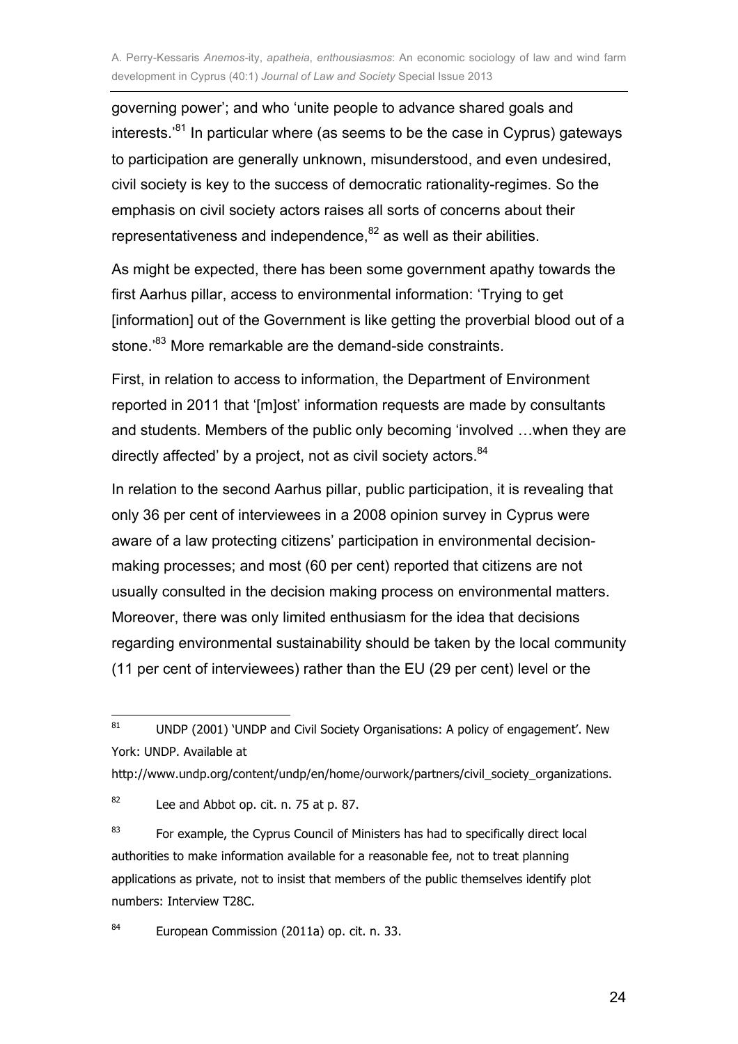governing power'; and who 'unite people to advance shared goals and interests.'[81] In particular where (as seems to be the case in Cyprus) gateways to participation are generally unknown, misunderstood, and even undesired, civil society is key to the success of democratic rationality-regimes. So the emphasis on civil society actors raises all sorts of concerns about their representativeness and independence,[82] as well as their abilities.

As might be expected, there has been some government apathy towards the first Aarhus pillar, access to environmental information: 'Trying to get [information] out of the Government is like getting the proverbial blood out of a stone.'[83] More remarkable are the demand-side constraints.

First, in relation to access to information, the Department of Environment reported in 2011 that '[m]ost' information requests are made by consultants and students. Members of the public only becoming 'involved …when they are directly affected' by a project, not as civil society actors.[84]

In relation to the second Aarhus pillar, public participation, it is revealing that only 36 per cent of interviewees in a 2008 opinion survey in Cyprus were aware of a law protecting citizens' participation in environmental decision-making processes; and most (60 per cent) reported that citizens are not usually consulted in the decision making process on environmental matters. Moreover, there was only limited enthusiasm for the idea that decisions regarding environmental sustainability should be taken by the local community (11 per cent of interviewees) rather than the EU (29 per cent) level or the

---

[81] UNDP (2001) 'UNDP and Civil Society Organisations: A policy of engagement'. New York: UNDP. Available at http://www.undp.org/content/undp/en/home/ourwork/partners/civil_society_organizations.

[82] Lee and Abbot op. cit. n. 75 at p. 87.

[83] For example, the Cyprus Council of Ministers has had to specifically direct local authorities to make information available for a reasonable fee, not to treat planning applications as private, not to insist that members of the public themselves identify plot numbers: Interview T28C.

[84] European Commission (2011a) op. cit. n. 33.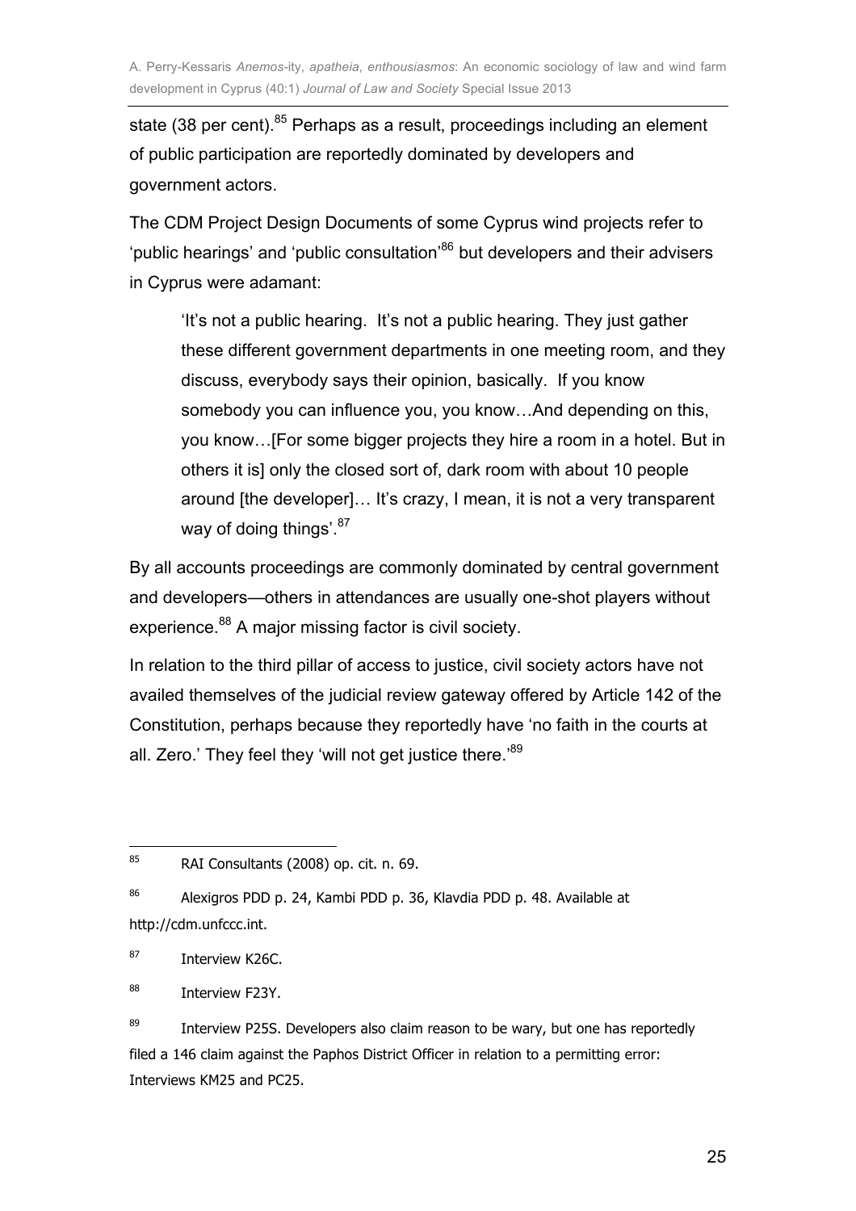state (38 per cent).[85] Perhaps as a result, proceedings including an element of public participation are reportedly dominated by developers and government actors.

The CDM Project Design Documents of some Cyprus wind projects refer to 'public hearings' and 'public consultation'[86] but developers and their advisers in Cyprus were adamant:

> 'It's not a public hearing. It's not a public hearing. They just gather these different government departments in one meeting room, and they discuss, everybody says their opinion, basically. If you know somebody you can influence you, you know…And depending on this, you know…[For some bigger projects they hire a room in a hotel. But in others it is] only the closed sort of, dark room with about 10 people around [the developer]… It's crazy, I mean, it is not a very transparent way of doing things'.[87]

By all accounts proceedings are commonly dominated by central government and developers—others in attendances are usually one-shot players without experience.[88] A major missing factor is civil society.

In relation to the third pillar of access to justice, civil society actors have not availed themselves of the judicial review gateway offered by Article 142 of the Constitution, perhaps because they reportedly have 'no faith in the courts at all. Zero.' They feel they 'will not get justice there.'[89]

---

[85] RAI Consultants (2008) op. cit. n. 69.

[86] Alexigros PDD p. 24, Kambi PDD p. 36, Klavdia PDD p. 48. Available at http://cdm.unfccc.int.

[87] Interview K26C.

[88] Interview F23Y.

[89] Interview P25S. Developers also claim reason to be wary, but one has reportedly filed a 146 claim against the Paphos District Officer in relation to a permitting error: Interviews KM25 and PC25.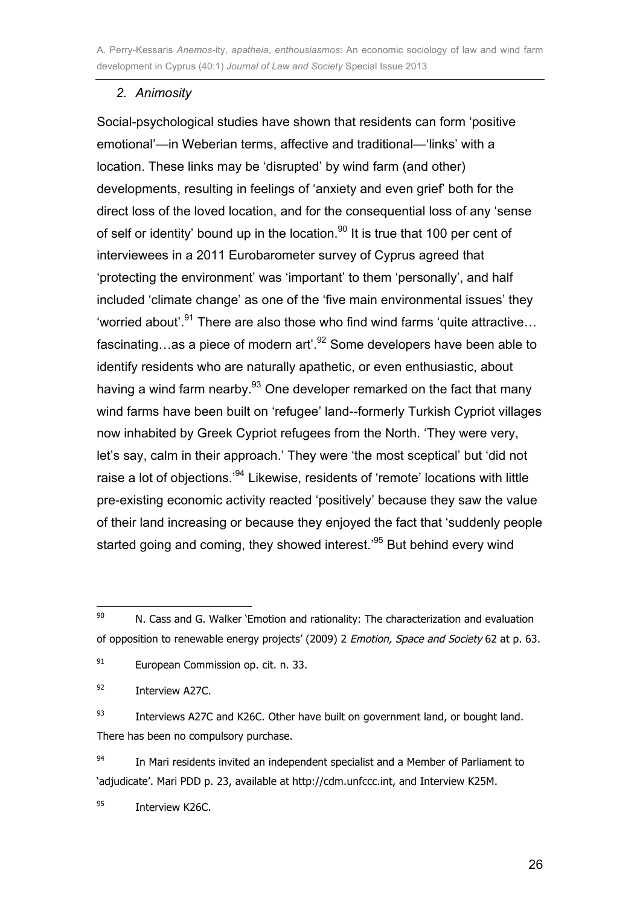### 2. *Animosity*

Social-psychological studies have shown that residents can form 'positive emotional'—in Weberian terms, affective and traditional—'links' with a location. These links may be 'disrupted' by wind farm (and other) developments, resulting in feelings of 'anxiety and even grief' both for the direct loss of the loved location, and for the consequential loss of any 'sense of self or identity' bound up in the location.[90] It is true that 100 per cent of interviewees in a 2011 Eurobarometer survey of Cyprus agreed that 'protecting the environment' was 'important' to them 'personally', and half included 'climate change' as one of the 'five main environmental issues' they 'worried about'.[91] There are also those who find wind farms 'quite attractive…fascinating…as a piece of modern art'.[92] Some developers have been able to identify residents who are naturally apathetic, or even enthusiastic, about having a wind farm nearby.[93] One developer remarked on the fact that many wind farms have been built on 'refugee' land--formerly Turkish Cypriot villages now inhabited by Greek Cypriot refugees from the North. 'They were very, let's say, calm in their approach.' They were 'the most sceptical' but 'did not raise a lot of objections.'[94] Likewise, residents of 'remote' locations with little pre-existing economic activity reacted 'positively' because they saw the value of their land increasing or because they enjoyed the fact that 'suddenly people started going and coming, they showed interest.'[95] But behind every wind

---

[90] N. Cass and G. Walker 'Emotion and rationality: The characterization and evaluation of opposition to renewable energy projects' (2009) 2 *Emotion, Space and Society* 62 at p. 63.

[91] European Commission op. cit. n. 33.

[92] Interview A27C.

[93] Interviews A27C and K26C. Other have built on government land, or bought land. There has been no compulsory purchase.

[94] In Mari residents invited an independent specialist and a Member of Parliament to 'adjudicate'. Mari PDD p. 23, available at http://cdm.unfccc.int, and Interview K25M.

[95] Interview K26C.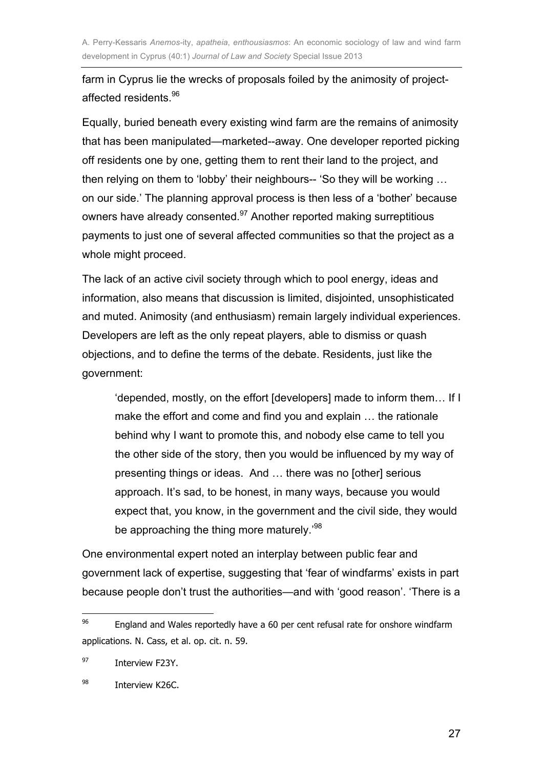farm in Cyprus lie the wrecks of proposals foiled by the animosity of project-affected residents.[96]

Equally, buried beneath every existing wind farm are the remains of animosity that has been manipulated—marketed--away. One developer reported picking off residents one by one, getting them to rent their land to the project, and then relying on them to 'lobby' their neighbours-- 'So they will be working … on our side.' The planning approval process is then less of a 'bother' because owners have already consented.[97] Another reported making surreptitious payments to just one of several affected communities so that the project as a whole might proceed.

The lack of an active civil society through which to pool energy, ideas and information, also means that discussion is limited, disjointed, unsophisticated and muted. Animosity (and enthusiasm) remain largely individual experiences. Developers are left as the only repeat players, able to dismiss or quash objections, and to define the terms of the debate. Residents, just like the government:

> 'depended, mostly, on the effort [developers] made to inform them… If I make the effort and come and find you and explain … the rationale behind why I want to promote this, and nobody else came to tell you the other side of the story, then you would be influenced by my way of presenting things or ideas. And … there was no [other] serious approach. It's sad, to be honest, in many ways, because you would expect that, you know, in the government and the civil side, they would be approaching the thing more maturely.'[98]

One environmental expert noted an interplay between public fear and government lack of expertise, suggesting that 'fear of windfarms' exists in part because people don't trust the authorities—and with 'good reason'. 'There is a

---

[96] England and Wales reportedly have a 60 per cent refusal rate for onshore windfarm applications. N. Cass, et al. op. cit. n. 59.

[97] Interview F23Y.

[98] Interview K26C.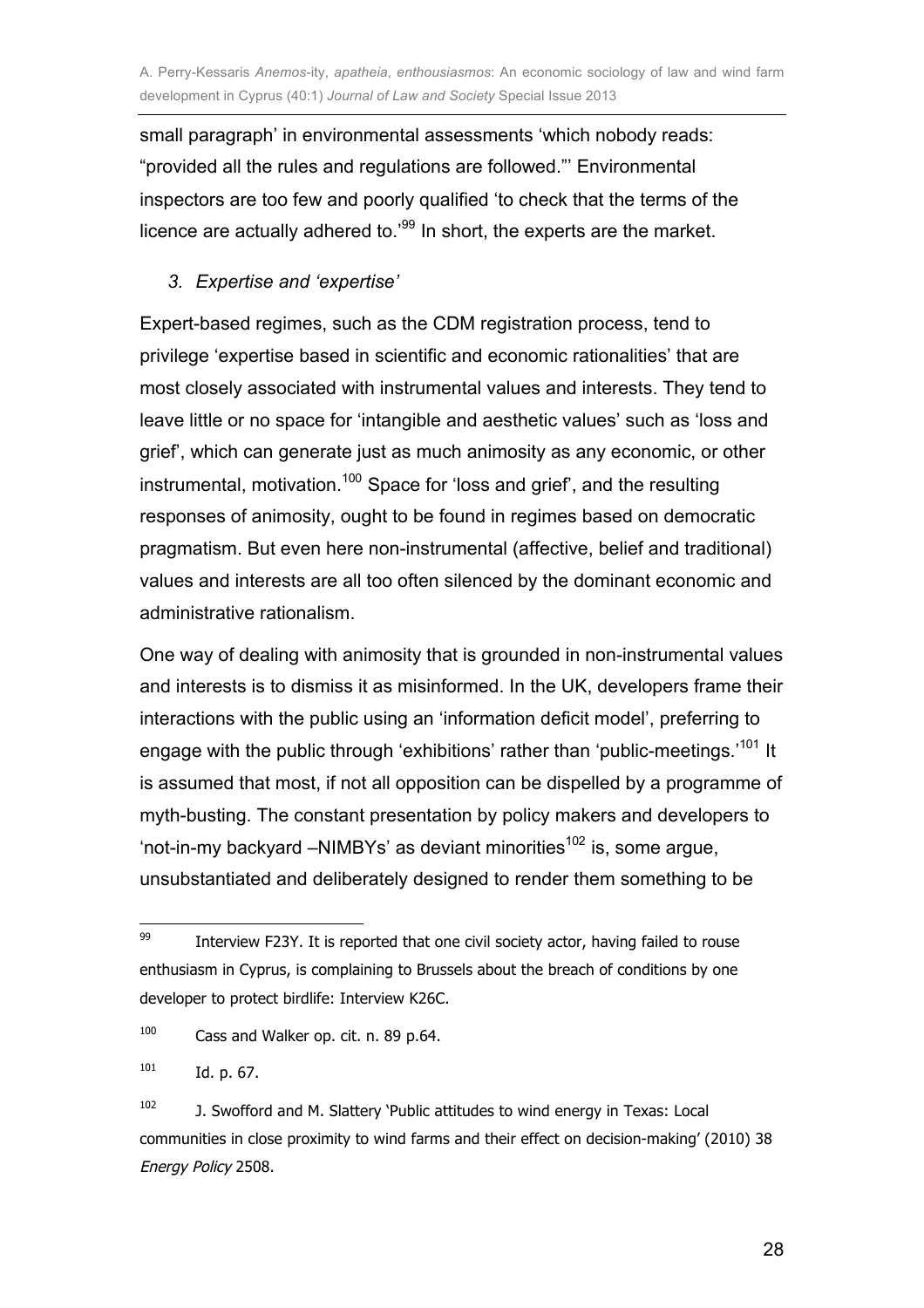small paragraph' in environmental assessments 'which nobody reads: "provided all the rules and regulations are followed."' Environmental inspectors are too few and poorly qualified 'to check that the terms of the licence are actually adhered to.'[99] In short, the experts are the market.

### *3. Expertise and 'expertise'*

Expert-based regimes, such as the CDM registration process, tend to privilege 'expertise based in scientific and economic rationalities' that are most closely associated with instrumental values and interests. They tend to leave little or no space for 'intangible and aesthetic values' such as 'loss and grief', which can generate just as much animosity as any economic, or other instrumental, motivation.[100] Space for 'loss and grief', and the resulting responses of animosity, ought to be found in regimes based on democratic pragmatism. But even here non-instrumental (affective, belief and traditional) values and interests are all too often silenced by the dominant economic and administrative rationalism.

One way of dealing with animosity that is grounded in non-instrumental values and interests is to dismiss it as misinformed. In the UK, developers frame their interactions with the public using an 'information deficit model', preferring to engage with the public through 'exhibitions' rather than 'public-meetings.'[101] It is assumed that most, if not all opposition can be dispelled by a programme of myth-busting. The constant presentation by policy makers and developers to 'not-in-my backyard –NIMBYs' as deviant minorities[102] is, some argue, unsubstantiated and deliberately designed to render them something to be

---

[99] Interview F23Y. It is reported that one civil society actor, having failed to rouse enthusiasm in Cyprus, is complaining to Brussels about the breach of conditions by one developer to protect birdlife: Interview K26C.

[100] Cass and Walker op. cit. n. 89 p.64.

[101] Id. p. 67.

[102] J. Swofford and M. Slattery 'Public attitudes to wind energy in Texas: Local communities in close proximity to wind farms and their effect on decision-making' (2010) 38 *Energy Policy* 2508.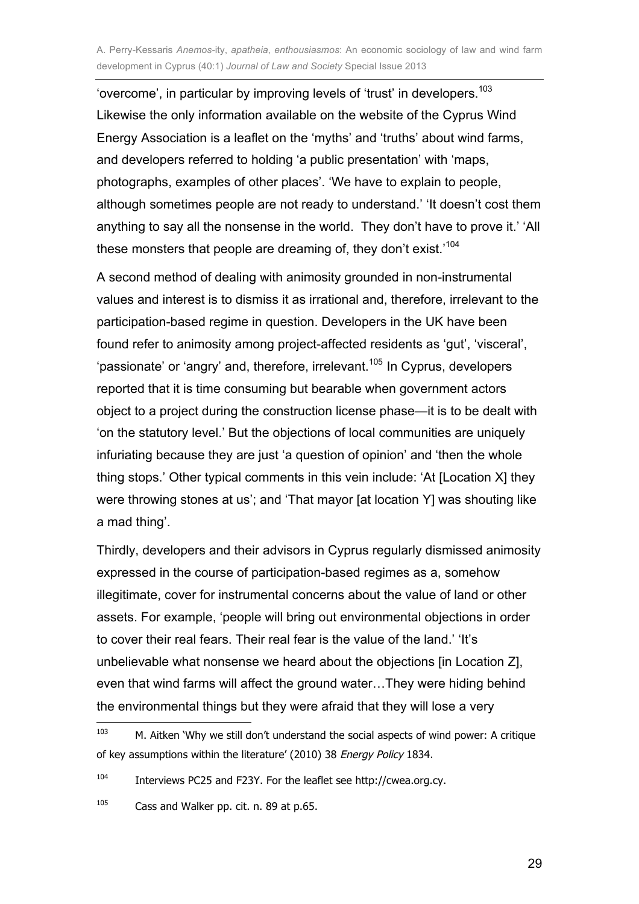'overcome', in particular by improving levels of 'trust' in developers.[103] Likewise the only information available on the website of the Cyprus Wind Energy Association is a leaflet on the 'myths' and 'truths' about wind farms, and developers referred to holding 'a public presentation' with 'maps, photographs, examples of other places'. 'We have to explain to people, although sometimes people are not ready to understand.' 'It doesn't cost them anything to say all the nonsense in the world. They don't have to prove it.' 'All these monsters that people are dreaming of, they don't exist.'[104]

A second method of dealing with animosity grounded in non-instrumental values and interest is to dismiss it as irrational and, therefore, irrelevant to the participation-based regime in question. Developers in the UK have been found refer to animosity among project-affected residents as 'gut', 'visceral', 'passionate' or 'angry' and, therefore, irrelevant.[105] In Cyprus, developers reported that it is time consuming but bearable when government actors object to a project during the construction license phase—it is to be dealt with 'on the statutory level.' But the objections of local communities are uniquely infuriating because they are just 'a question of opinion' and 'then the whole thing stops.' Other typical comments in this vein include: 'At [Location X] they were throwing stones at us'; and 'That mayor [at location Y] was shouting like a mad thing'.

Thirdly, developers and their advisors in Cyprus regularly dismissed animosity expressed in the course of participation-based regimes as a, somehow illegitimate, cover for instrumental concerns about the value of land or other assets. For example, 'people will bring out environmental objections in order to cover their real fears. Their real fear is the value of the land.' 'It's unbelievable what nonsense we heard about the objections [in Location Z], even that wind farms will affect the ground water…They were hiding behind the environmental things but they were afraid that they will lose a very

---

[103] M. Aitken 'Why we still don't understand the social aspects of wind power: A critique of key assumptions within the literature' (2010) 38 *Energy Policy* 1834.

[104] Interviews PC25 and F23Y. For the leaflet see http://cwea.org.cy.

[105] Cass and Walker pp. cit. n. 89 at p.65.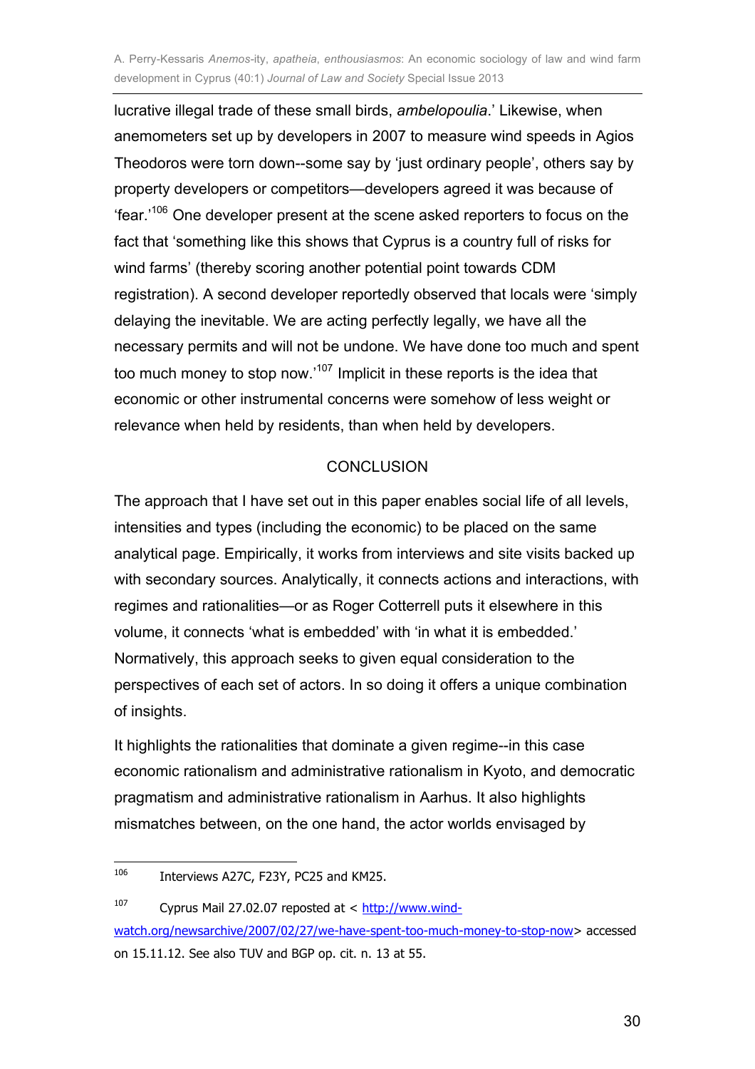lucrative illegal trade of these small birds, *ambelopoulia*.' Likewise, when anemometers set up by developers in 2007 to measure wind speeds in Agios Theodoros were torn down--some say by 'just ordinary people', others say by property developers or competitors—developers agreed it was because of 'fear.'[106] One developer present at the scene asked reporters to focus on the fact that 'something like this shows that Cyprus is a country full of risks for wind farms' (thereby scoring another potential point towards CDM registration). A second developer reportedly observed that locals were 'simply delaying the inevitable. We are acting perfectly legally, we have all the necessary permits and will not be undone. We have done too much and spent too much money to stop now.'[107] Implicit in these reports is the idea that economic or other instrumental concerns were somehow of less weight or relevance when held by residents, than when held by developers.

## CONCLUSION

The approach that I have set out in this paper enables social life of all levels, intensities and types (including the economic) to be placed on the same analytical page. Empirically, it works from interviews and site visits backed up with secondary sources. Analytically, it connects actions and interactions, with regimes and rationalities—or as Roger Cotterrell puts it elsewhere in this volume, it connects 'what is embedded' with 'in what it is embedded.' Normatively, this approach seeks to given equal consideration to the perspectives of each set of actors. In so doing it offers a unique combination of insights.

It highlights the rationalities that dominate a given regime--in this case economic rationalism and administrative rationalism in Kyoto, and democratic pragmatism and administrative rationalism in Aarhus. It also highlights mismatches between, on the one hand, the actor worlds envisaged by

---

[106] Interviews A27C, F23Y, PC25 and KM25.

[107] Cyprus Mail 27.02.07 reposted at < http://www.wind-watch.org/newsarchive/2007/02/27/we-have-spent-too-much-money-to-stop-now> accessed on 15.11.12. See also TUV and BGP op. cit. n. 13 at 55.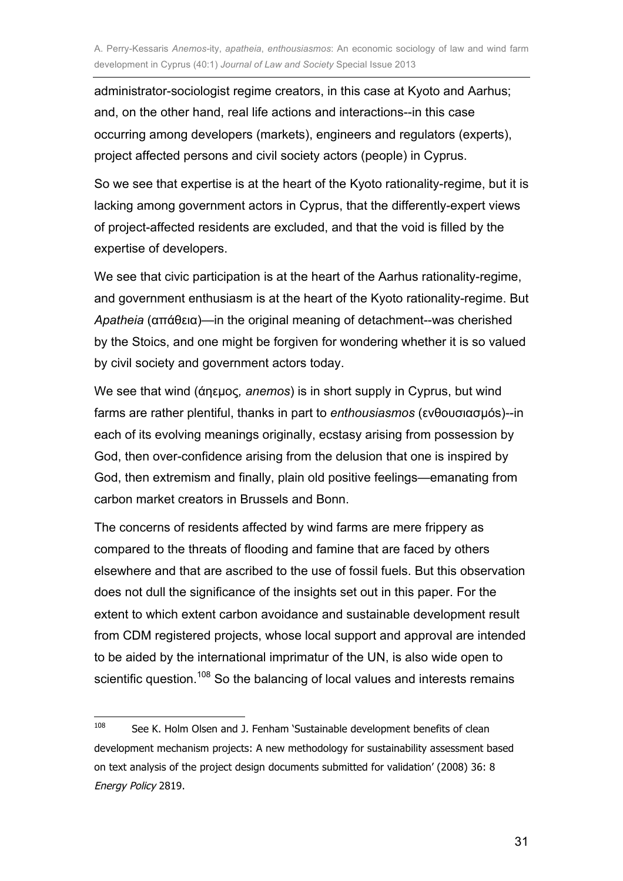administrator-sociologist regime creators, in this case at Kyoto and Aarhus; and, on the other hand, real life actions and interactions--in this case occurring among developers (markets), engineers and regulators (experts), project affected persons and civil society actors (people) in Cyprus.

So we see that expertise is at the heart of the Kyoto rationality-regime, but it is lacking among government actors in Cyprus, that the differently-expert views of project-affected residents are excluded, and that the void is filled by the expertise of developers.

We see that civic participation is at the heart of the Aarhus rationality-regime, and government enthusiasm is at the heart of the Kyoto rationality-regime. But *Apatheia* (απάθεια)—in the original meaning of detachment--was cherished by the Stoics, and one might be forgiven for wondering whether it is so valued by civil society and government actors today.

We see that wind (άηεμος*, anemos*) is in short supply in Cyprus, but wind farms are rather plentiful, thanks in part to *enthousiasmos* (ενθουσιασμός)--in each of its evolving meanings originally, ecstasy arising from possession by God, then over-confidence arising from the delusion that one is inspired by God, then extremism and finally, plain old positive feelings—emanating from carbon market creators in Brussels and Bonn.

The concerns of residents affected by wind farms are mere frippery as compared to the threats of flooding and famine that are faced by others elsewhere and that are ascribed to the use of fossil fuels. But this observation does not dull the significance of the insights set out in this paper. For the extent to which extent carbon avoidance and sustainable development result from CDM registered projects, whose local support and approval are intended to be aided by the international imprimatur of the UN, is also wide open to scientific question.[108] So the balancing of local values and interests remains

[108] See K. Holm Olsen and J. Fenham 'Sustainable development benefits of clean development mechanism projects: A new methodology for sustainability assessment based on text analysis of the project design documents submitted for validation' (2008) 36: 8 *Energy Policy* 2819.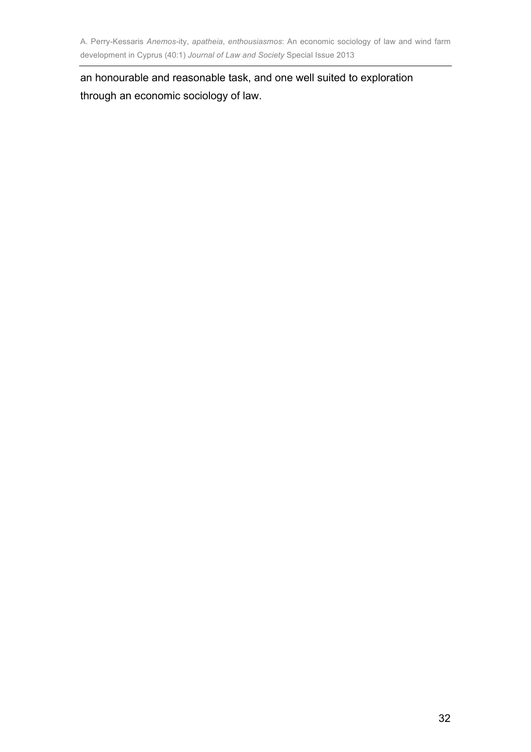an honourable and reasonable task, and one well suited to exploration through an economic sociology of law.